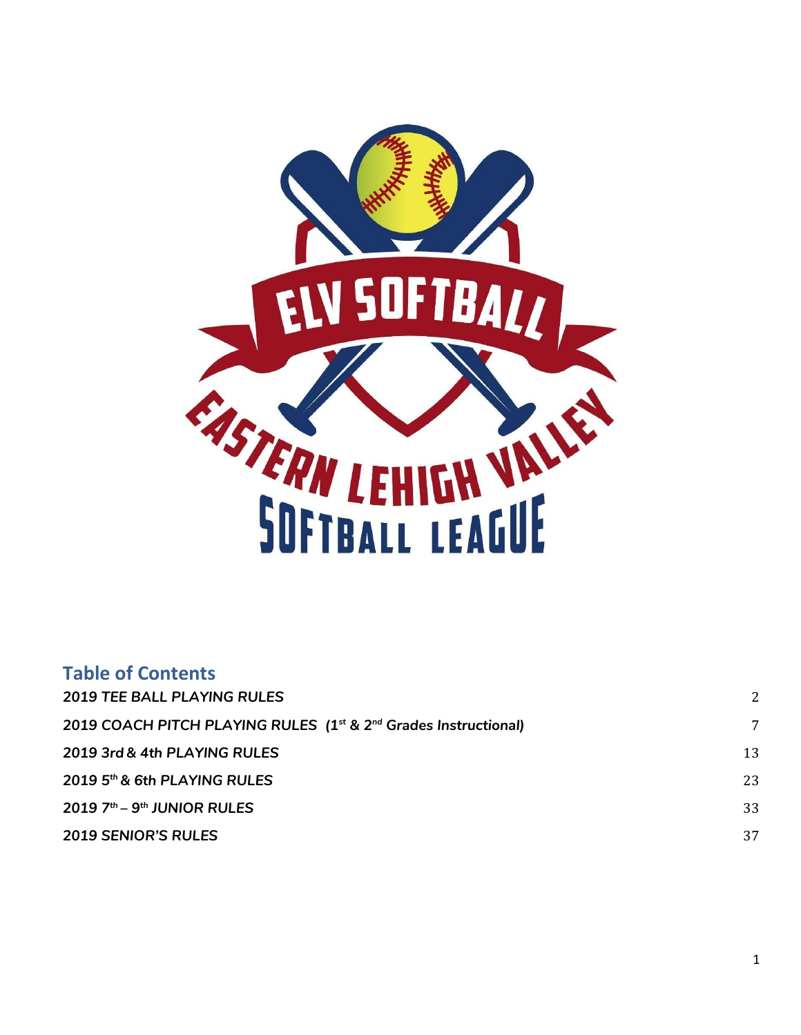# Table of Contents

| | |
|---|---|
| *2019 TEE BALL PLAYING RULES* | 2 |
| *2019 COACH PITCH PLAYING RULES (1st & 2nd Grades Instructional)* | 7 |
| *2019 3rd & 4th PLAYING RULES* | 13 |
| *2019 5th & 6th PLAYING RULES* | 23 |
| *2019 7th – 9th JUNIOR RULES* | 33 |
| *2019 SENIOR'S RULES* | 37 |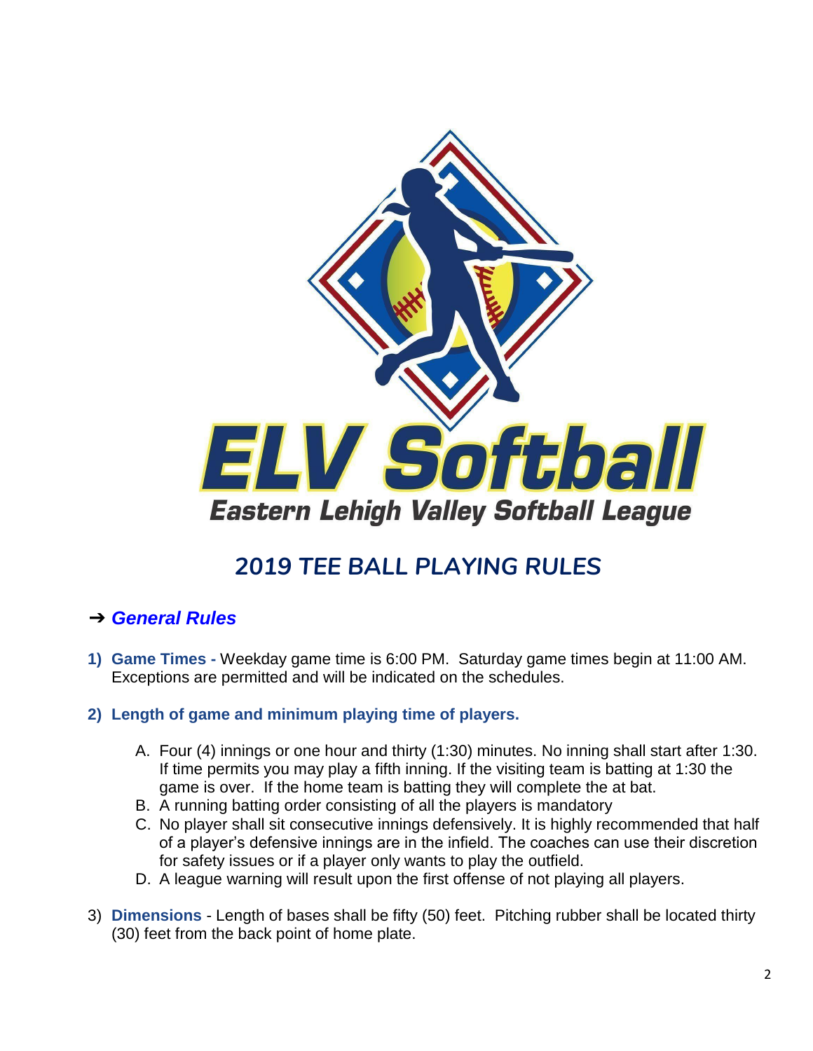ELV Softball

Eastern Lehigh Valley Softball League

# 2019 TEE BALL PLAYING RULES

## ➔ *General Rules*

1) **Game Times -** Weekday game time is 6:00 PM. Saturday game times begin at 11:00 AM. Exceptions are permitted and will be indicated on the schedules.

2) **Length of game and minimum playing time of players.**

   A. Four (4) innings or one hour and thirty (1:30) minutes. No inning shall start after 1:30. If time permits you may play a fifth inning. If the visiting team is batting at 1:30 the game is over. If the home team is batting they will complete the at bat.
   B. A running batting order consisting of all the players is mandatory
   C. No player shall sit consecutive innings defensively. It is highly recommended that half of a player's defensive innings are in the infield. The coaches can use their discretion for safety issues or if a player only wants to play the outfield.
   D. A league warning will result upon the first offense of not playing all players.

3) **Dimensions** - Length of bases shall be fifty (50) feet. Pitching rubber shall be located thirty (30) feet from the back point of home plate.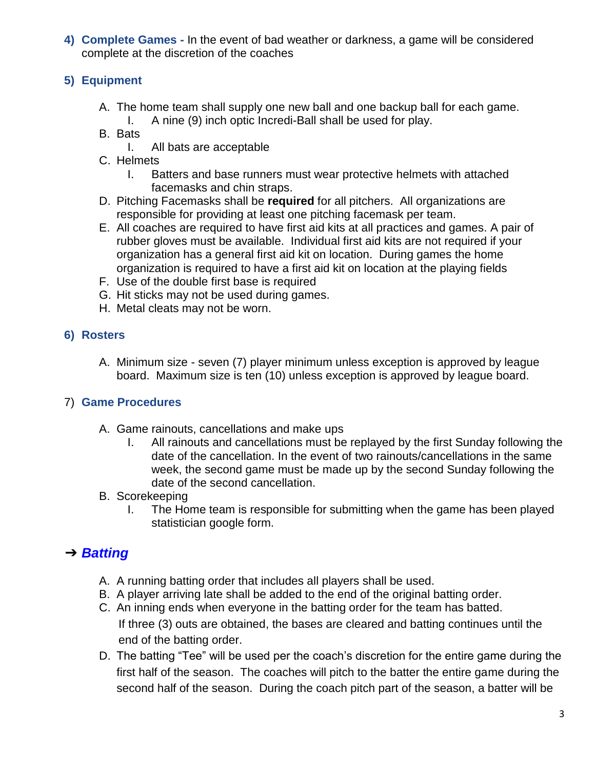## 4) Complete Games - In the event of bad weather or darkness, a game will be considered complete at the discretion of the coaches

## 5) Equipment

A. The home team shall supply one new ball and one backup ball for each game.
   I. A nine (9) inch optic Incredi-Ball shall be used for play.

B. Bats
   I. All bats are acceptable

C. Helmets
   I. Batters and base runners must wear protective helmets with attached facemasks and chin straps.

D. Pitching Facemasks shall be **required** for all pitchers. All organizations are responsible for providing at least one pitching facemask per team.

E. All coaches are required to have first aid kits at all practices and games. A pair of rubber gloves must be available. Individual first aid kits are not required if your organization has a general first aid kit on location. During games the home organization is required to have a first aid kit on location at the playing fields

F. Use of the double first base is required

G. Hit sticks may not be used during games.

H. Metal cleats may not be worn.

## 6) Rosters

A. Minimum size - seven (7) player minimum unless exception is approved by league board. Maximum size is ten (10) unless exception is approved by league board.

## 7) Game Procedures

A. Game rainouts, cancellations and make ups
   I. All rainouts and cancellations must be replayed by the first Sunday following the date of the cancellation. In the event of two rainouts/cancellations in the same week, the second game must be made up by the second Sunday following the date of the second cancellation.

B. Scorekeeping
   I. The Home team is responsible for submitting when the game has been played statistician google form.

## ➔ *Batting*

A. A running batting order that includes all players shall be used.

B. A player arriving late shall be added to the end of the original batting order.

C. An inning ends when everyone in the batting order for the team has batted.
   If three (3) outs are obtained, the bases are cleared and batting continues until the end of the batting order.

D. The batting "Tee" will be used per the coach's discretion for the entire game during the first half of the season. The coaches will pitch to the batter the entire game during the second half of the season. During the coach pitch part of the season, a batter will be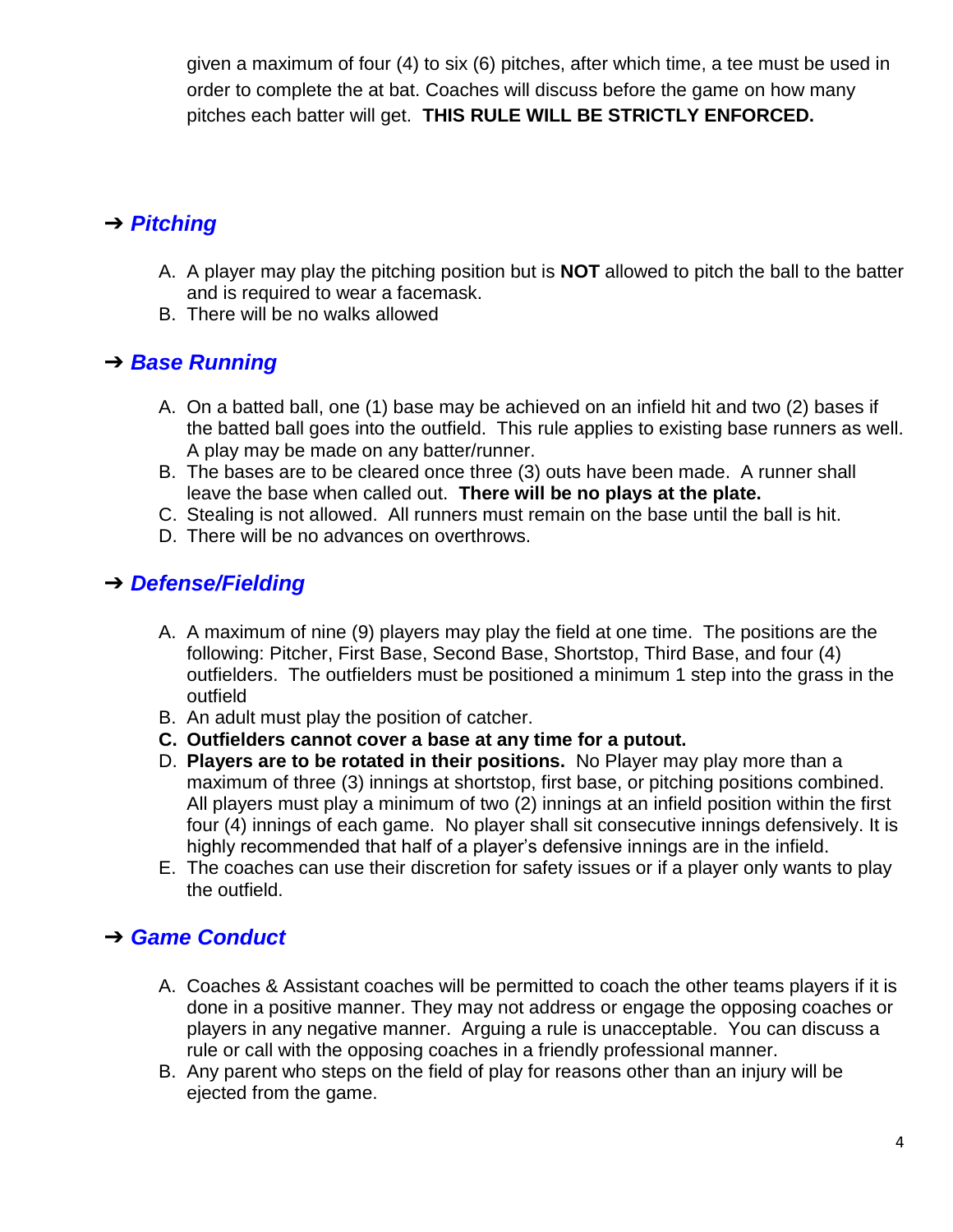given a maximum of four (4) to six (6) pitches, after which time, a tee must be used in order to complete the at bat. Coaches will discuss before the game on how many pitches each batter will get. **THIS RULE WILL BE STRICTLY ENFORCED.**

## ➔ *Pitching*

A. A player may play the pitching position but is **NOT** allowed to pitch the ball to the batter and is required to wear a facemask.
B. There will be no walks allowed

## ➔ *Base Running*

A. On a batted ball, one (1) base may be achieved on an infield hit and two (2) bases if the batted ball goes into the outfield. This rule applies to existing base runners as well. A play may be made on any batter/runner.
B. The bases are to be cleared once three (3) outs have been made. A runner shall leave the base when called out. **There will be no plays at the plate.**
C. Stealing is not allowed. All runners must remain on the base until the ball is hit.
D. There will be no advances on overthrows.

## ➔ *Defense/Fielding*

A. A maximum of nine (9) players may play the field at one time. The positions are the following: Pitcher, First Base, Second Base, Shortstop, Third Base, and four (4) outfielders. The outfielders must be positioned a minimum 1 step into the grass in the outfield
B. An adult must play the position of catcher.
**C. Outfielders cannot cover a base at any time for a putout.**
D. **Players are to be rotated in their positions.** No Player may play more than a maximum of three (3) innings at shortstop, first base, or pitching positions combined. All players must play a minimum of two (2) innings at an infield position within the first four (4) innings of each game. No player shall sit consecutive innings defensively. It is highly recommended that half of a player's defensive innings are in the infield.
E. The coaches can use their discretion for safety issues or if a player only wants to play the outfield.

## ➔ *Game Conduct*

A. Coaches & Assistant coaches will be permitted to coach the other teams players if it is done in a positive manner. They may not address or engage the opposing coaches or players in any negative manner. Arguing a rule is unacceptable. You can discuss a rule or call with the opposing coaches in a friendly professional manner.
B. Any parent who steps on the field of play for reasons other than an injury will be ejected from the game.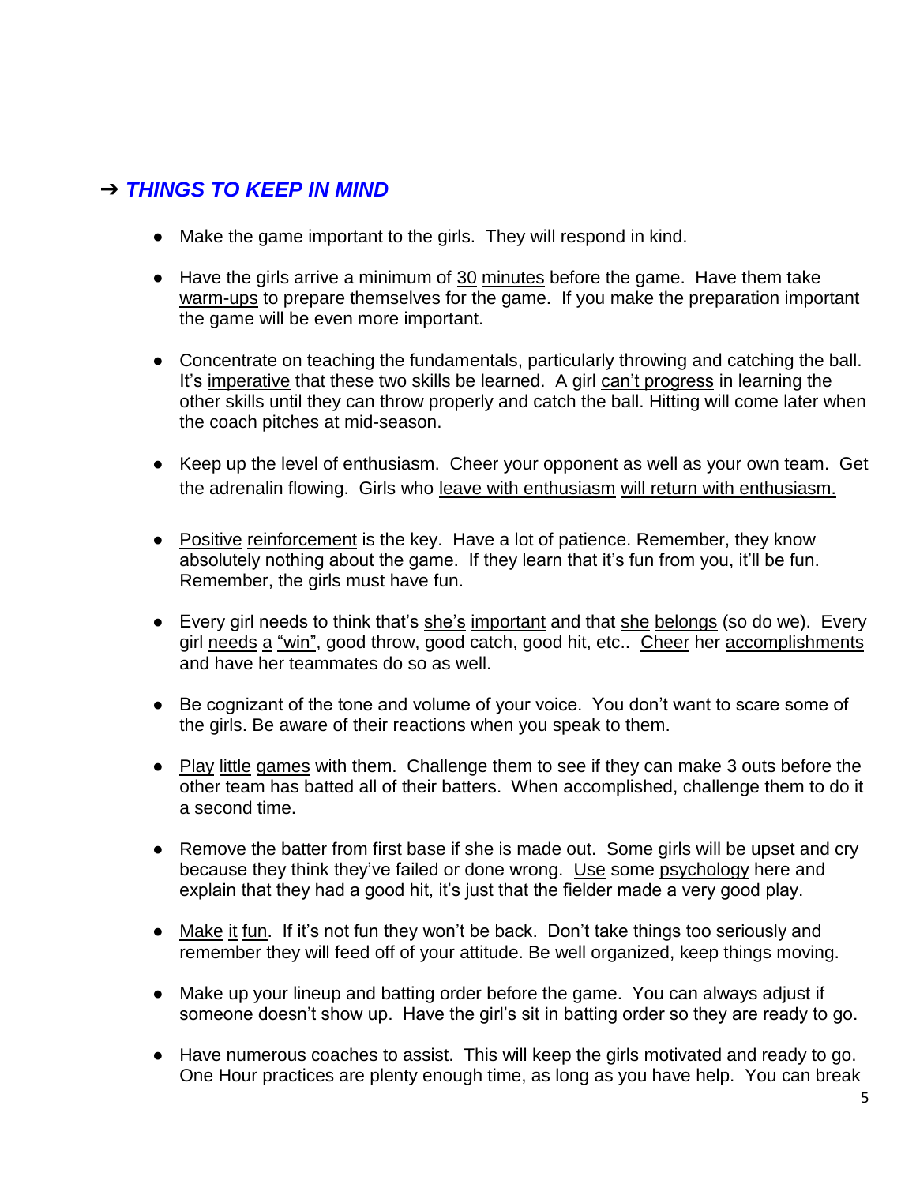## ➔ *THINGS TO KEEP IN MIND*

- Make the game important to the girls. They will respond in kind.

- Have the girls arrive a minimum of 30 minutes before the game. Have them take warm-ups to prepare themselves for the game. If you make the preparation important the game will be even more important.

- Concentrate on teaching the fundamentals, particularly throwing and catching the ball. It's imperative that these two skills be learned. A girl can't progress in learning the other skills until they can throw properly and catch the ball. Hitting will come later when the coach pitches at mid-season.

- Keep up the level of enthusiasm. Cheer your opponent as well as your own team. Get the adrenalin flowing. Girls who leave with enthusiasm will return with enthusiasm.

- Positive reinforcement is the key. Have a lot of patience. Remember, they know absolutely nothing about the game. If they learn that it's fun from you, it'll be fun. Remember, the girls must have fun.

- Every girl needs to think that's she's important and that she belongs (so do we). Every girl needs a "win", good throw, good catch, good hit, etc.. Cheer her accomplishments and have her teammates do so as well.

- Be cognizant of the tone and volume of your voice. You don't want to scare some of the girls. Be aware of their reactions when you speak to them.

- Play little games with them. Challenge them to see if they can make 3 outs before the other team has batted all of their batters. When accomplished, challenge them to do it a second time.

- Remove the batter from first base if she is made out. Some girls will be upset and cry because they think they've failed or done wrong. Use some psychology here and explain that they had a good hit, it's just that the fielder made a very good play.

- Make it fun. If it's not fun they won't be back. Don't take things too seriously and remember they will feed off of your attitude. Be well organized, keep things moving.

- Make up your lineup and batting order before the game. You can always adjust if someone doesn't show up. Have the girl's sit in batting order so they are ready to go.

- Have numerous coaches to assist. This will keep the girls motivated and ready to go. One Hour practices are plenty enough time, as long as you have help. You can break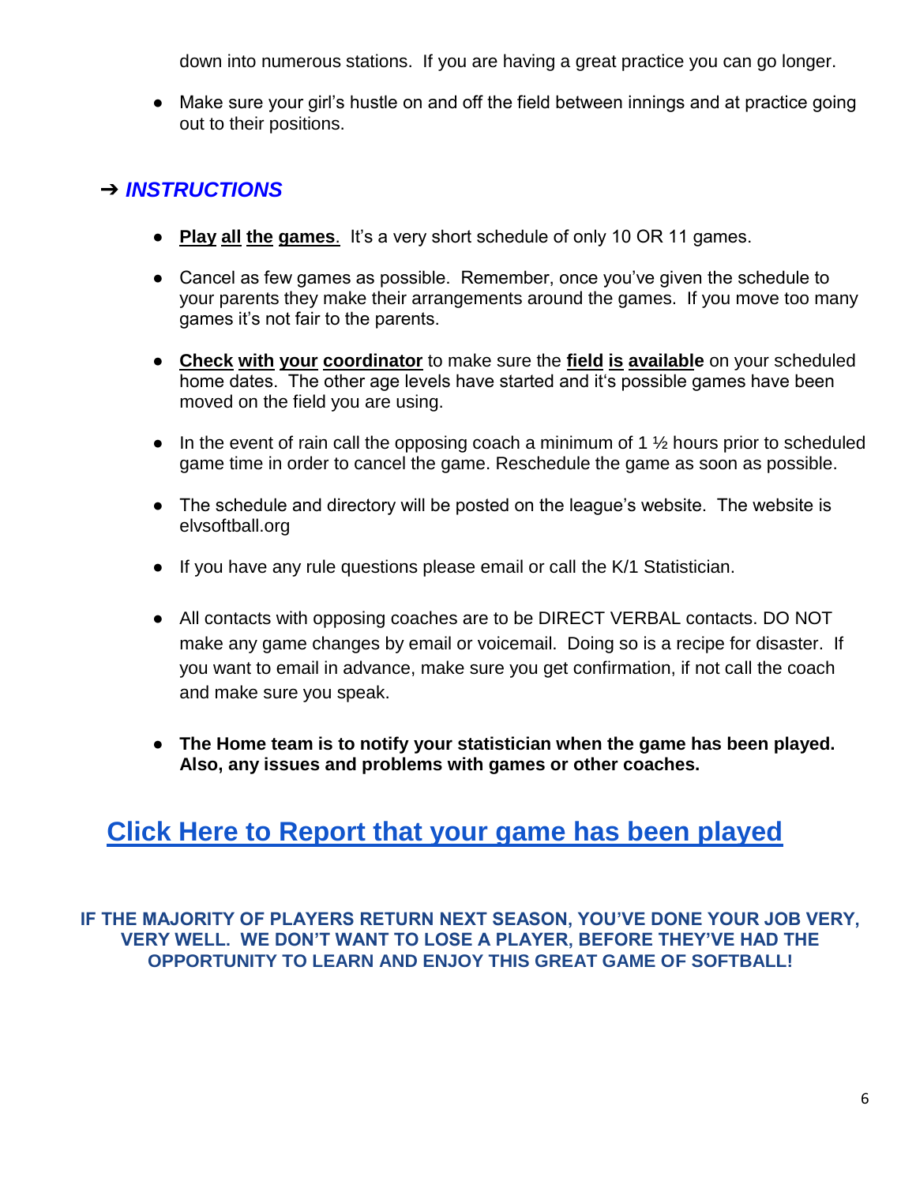down into numerous stations. If you are having a great practice you can go longer.

- Make sure your girl's hustle on and off the field between innings and at practice going out to their positions.

## ➔ *INSTRUCTIONS*

- **Play all the games**. It's a very short schedule of only 10 OR 11 games.

- Cancel as few games as possible. Remember, once you've given the schedule to your parents they make their arrangements around the games. If you move too many games it's not fair to the parents.

- **Check with your coordinator** to make sure the **field is available** on your scheduled home dates. The other age levels have started and it's possible games have been moved on the field you are using.

- In the event of rain call the opposing coach a minimum of 1 ½ hours prior to scheduled game time in order to cancel the game. Reschedule the game as soon as possible.

- The schedule and directory will be posted on the league's website. The website is elvsoftball.org

- If you have any rule questions please email or call the K/1 Statistician.

- All contacts with opposing coaches are to be DIRECT VERBAL contacts. DO NOT make any game changes by email or voicemail. Doing so is a recipe for disaster. If you want to email in advance, make sure you get confirmation, if not call the coach and make sure you speak.

- **The Home team is to notify your statistician when the game has been played. Also, any issues and problems with games or other coaches.**

## Click Here to Report that your game has been played

**IF THE MAJORITY OF PLAYERS RETURN NEXT SEASON, YOU'VE DONE YOUR JOB VERY, VERY WELL. WE DON'T WANT TO LOSE A PLAYER, BEFORE THEY'VE HAD THE OPPORTUNITY TO LEARN AND ENJOY THIS GREAT GAME OF SOFTBALL!**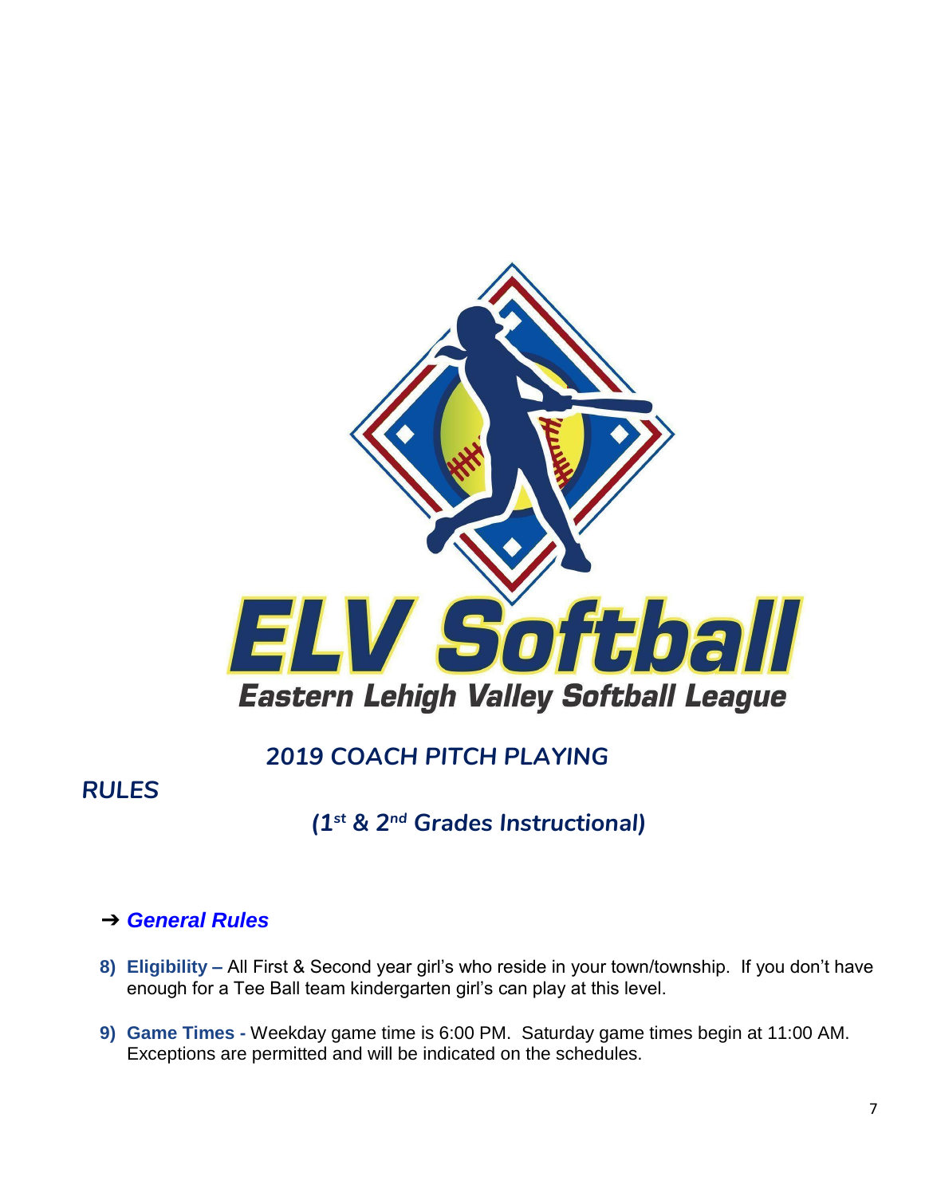ELV Softball

Eastern Lehigh Valley Softball League

## 2019 COACH PITCH PLAYING RULES

### *(1st & 2nd Grades Instructional)*

➔ ***General Rules***

8) **Eligibility –** All First & Second year girl's who reside in your town/township. If you don't have enough for a Tee Ball team kindergarten girl's can play at this level.

9) **Game Times -** Weekday game time is 6:00 PM. Saturday game times begin at 11:00 AM. Exceptions are permitted and will be indicated on the schedules.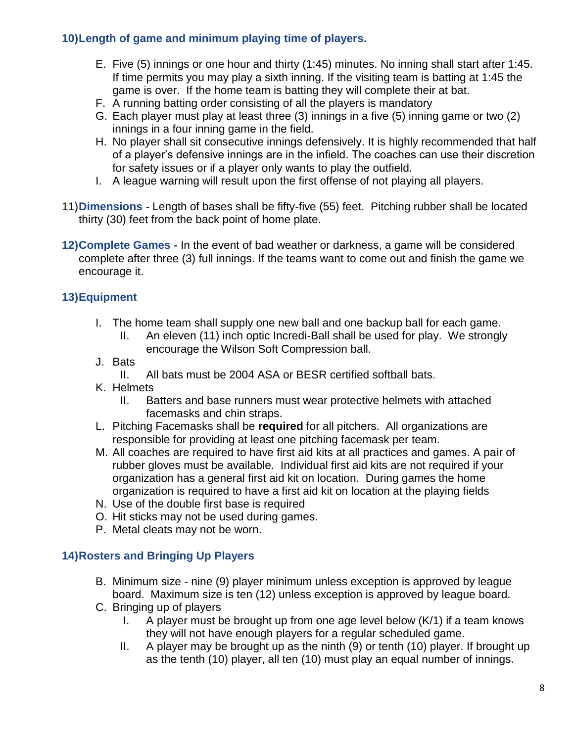## 10) Length of game and minimum playing time of players.

E. Five (5) innings or one hour and thirty (1:45) minutes. No inning shall start after 1:45. If time permits you may play a sixth inning. If the visiting team is batting at 1:45 the game is over. If the home team is batting they will complete their at bat.
F. A running batting order consisting of all the players is mandatory
G. Each player must play at least three (3) innings in a five (5) inning game or two (2) innings in a four inning game in the field.
H. No player shall sit consecutive innings defensively. It is highly recommended that half of a player's defensive innings are in the infield. The coaches can use their discretion for safety issues or if a player only wants to play the outfield.
I. A league warning will result upon the first offense of not playing all players.

11) **Dimensions** - Length of bases shall be fifty-five (55) feet. Pitching rubber shall be located thirty (30) feet from the back point of home plate.

12) **Complete Games -** In the event of bad weather or darkness, a game will be considered complete after three (3) full innings. If the teams want to come out and finish the game we encourage it.

## 13) Equipment

I. The home team shall supply one new ball and one backup ball for each game.
    II. An eleven (11) inch optic Incredi-Ball shall be used for play. We strongly encourage the Wilson Soft Compression ball.
J. Bats
    II. All bats must be 2004 ASA or BESR certified softball bats.
K. Helmets
    II. Batters and base runners must wear protective helmets with attached facemasks and chin straps.
L. Pitching Facemasks shall be **required** for all pitchers. All organizations are responsible for providing at least one pitching facemask per team.
M. All coaches are required to have first aid kits at all practices and games. A pair of rubber gloves must be available. Individual first aid kits are not required if your organization has a general first aid kit on location. During games the home organization is required to have a first aid kit on location at the playing fields
N. Use of the double first base is required
O. Hit sticks may not be used during games.
P. Metal cleats may not be worn.

## 14) Rosters and Bringing Up Players

B. Minimum size - nine (9) player minimum unless exception is approved by league board. Maximum size is ten (12) unless exception is approved by league board.
C. Bringing up of players
    I. A player must be brought up from one age level below (K/1) if a team knows they will not have enough players for a regular scheduled game.
    II. A player may be brought up as the ninth (9) or tenth (10) player. If brought up as the tenth (10) player, all ten (10) must play an equal number of innings.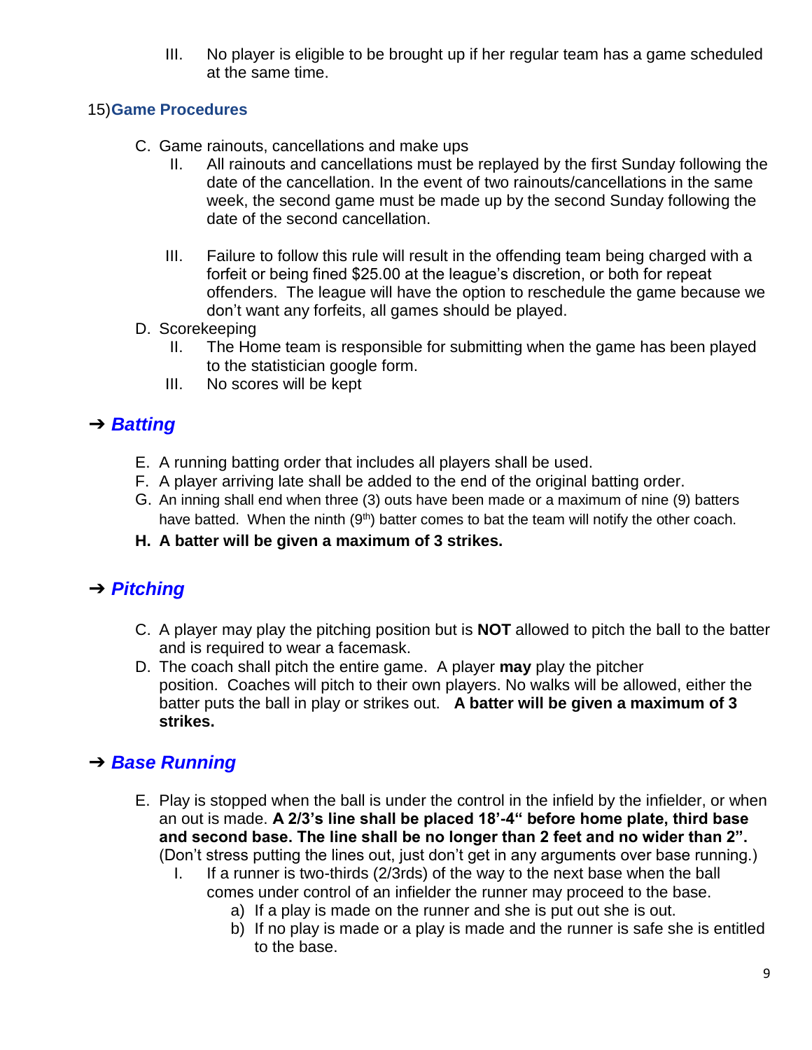III. No player is eligible to be brought up if her regular team has a game scheduled at the same time.

## 15) Game Procedures

C. Game rainouts, cancellations and make ups

II. All rainouts and cancellations must be replayed by the first Sunday following the date of the cancellation. In the event of two rainouts/cancellations in the same week, the second game must be made up by the second Sunday following the date of the second cancellation.

III. Failure to follow this rule will result in the offending team being charged with a forfeit or being fined $25.00 at the league's discretion, or both for repeat offenders. The league will have the option to reschedule the game because we don't want any forfeits, all games should be played.

D. Scorekeeping

II. The Home team is responsible for submitting when the game has been played to the statistician google form.

III. No scores will be kept

## ➔ *Batting*

E. A running batting order that includes all players shall be used.

F. A player arriving late shall be added to the end of the original batting order.

G. An inning shall end when three (3) outs have been made or a maximum of nine (9) batters have batted. When the ninth (9th) batter comes to bat the team will notify the other coach.

**H. A batter will be given a maximum of 3 strikes.**

## ➔ *Pitching*

C. A player may play the pitching position but is **NOT** allowed to pitch the ball to the batter and is required to wear a facemask.

D. The coach shall pitch the entire game. A player **may** play the pitcher position. Coaches will pitch to their own players. No walks will be allowed, either the batter puts the ball in play or strikes out. **A batter will be given a maximum of 3 strikes.**

## ➔ *Base Running*

E. Play is stopped when the ball is under the control in the infield by the infielder, or when an out is made. **A 2/3's line shall be placed 18'-4" before home plate, third base and second base. The line shall be no longer than 2 feet and no wider than 2".** (Don't stress putting the lines out, just don't get in any arguments over base running.)

I. If a runner is two-thirds (2/3rds) of the way to the next base when the ball comes under control of an infielder the runner may proceed to the base.

a) If a play is made on the runner and she is put out she is out.

b) If no play is made or a play is made and the runner is safe she is entitled to the base.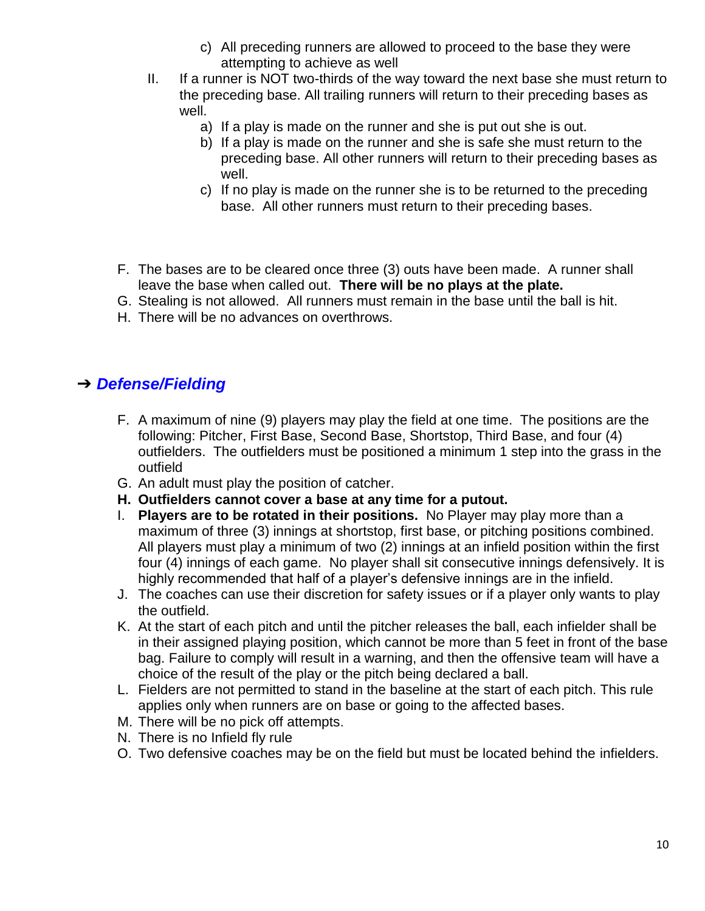c) All preceding runners are allowed to proceed to the base they were attempting to achieve as well

II. If a runner is NOT two-thirds of the way toward the next base she must return to the preceding base. All trailing runners will return to their preceding bases as well.
   a) If a play is made on the runner and she is put out she is out.
   b) If a play is made on the runner and she is safe she must return to the preceding base. All other runners will return to their preceding bases as well.
   c) If no play is made on the runner she is to be returned to the preceding base. All other runners must return to their preceding bases.

F. The bases are to be cleared once three (3) outs have been made. A runner shall leave the base when called out. **There will be no plays at the plate.**
G. Stealing is not allowed. All runners must remain in the base until the ball is hit.
H. There will be no advances on overthrows.

## ➔ *Defense/Fielding*

F. A maximum of nine (9) players may play the field at one time. The positions are the following: Pitcher, First Base, Second Base, Shortstop, Third Base, and four (4) outfielders. The outfielders must be positioned a minimum 1 step into the grass in the outfield
G. An adult must play the position of catcher.
**H. Outfielders cannot cover a base at any time for a putout.**
I. **Players are to be rotated in their positions.** No Player may play more than a maximum of three (3) innings at shortstop, first base, or pitching positions combined. All players must play a minimum of two (2) innings at an infield position within the first four (4) innings of each game. No player shall sit consecutive innings defensively. It is highly recommended that half of a player's defensive innings are in the infield.
J. The coaches can use their discretion for safety issues or if a player only wants to play the outfield.
K. At the start of each pitch and until the pitcher releases the ball, each infielder shall be in their assigned playing position, which cannot be more than 5 feet in front of the base bag. Failure to comply will result in a warning, and then the offensive team will have a choice of the result of the play or the pitch being declared a ball.
L. Fielders are not permitted to stand in the baseline at the start of each pitch. This rule applies only when runners are on base or going to the affected bases.
M. There will be no pick off attempts.
N. There is no Infield fly rule
O. Two defensive coaches may be on the field but must be located behind the infielders.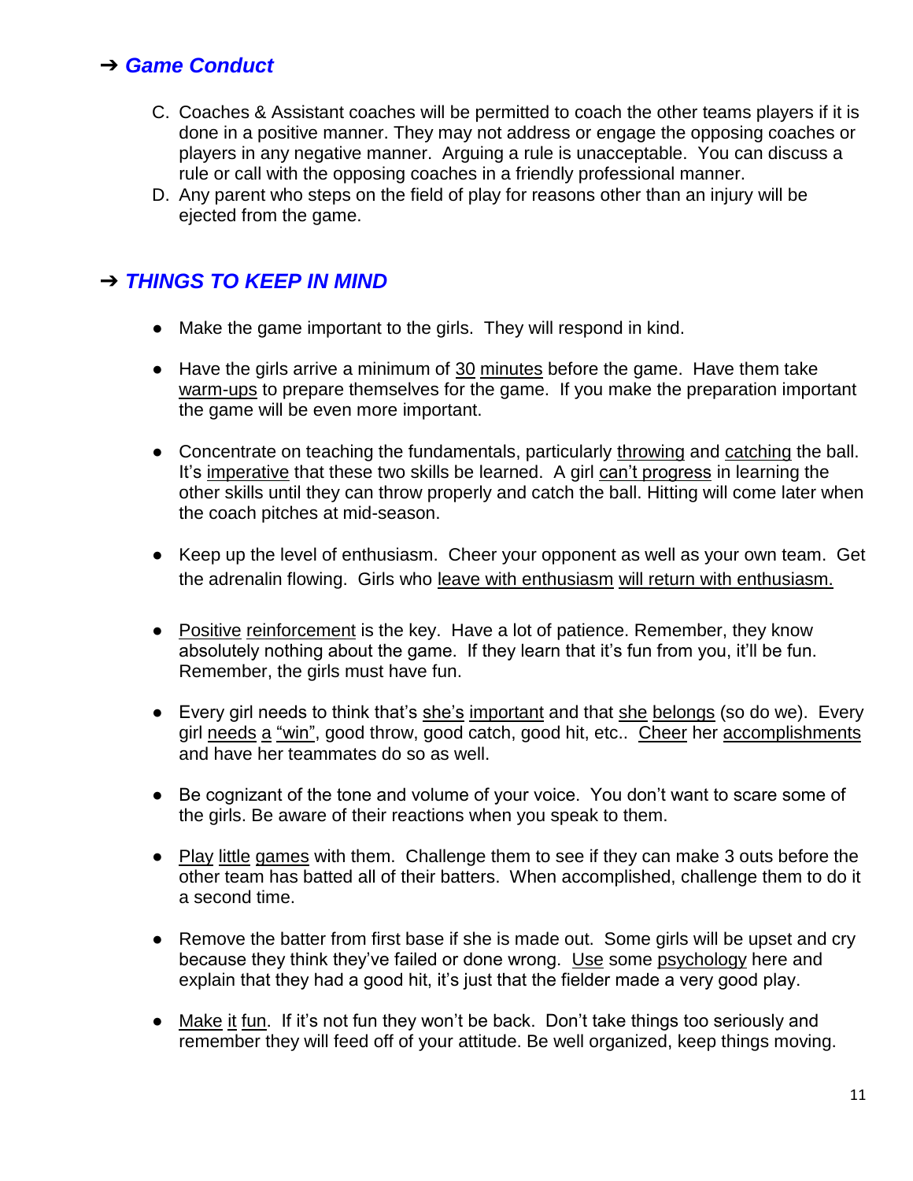## ➔ *Game Conduct*

C. Coaches & Assistant coaches will be permitted to coach the other teams players if it is done in a positive manner. They may not address or engage the opposing coaches or players in any negative manner. Arguing a rule is unacceptable. You can discuss a rule or call with the opposing coaches in a friendly professional manner.

D. Any parent who steps on the field of play for reasons other than an injury will be ejected from the game.

## ➔ *THINGS TO KEEP IN MIND*

- Make the game important to the girls. They will respond in kind.

- Have the girls arrive a minimum of 30 minutes before the game. Have them take warm-ups to prepare themselves for the game. If you make the preparation important the game will be even more important.

- Concentrate on teaching the fundamentals, particularly throwing and catching the ball. It's imperative that these two skills be learned. A girl can't progress in learning the other skills until they can throw properly and catch the ball. Hitting will come later when the coach pitches at mid-season.

- Keep up the level of enthusiasm. Cheer your opponent as well as your own team. Get the adrenalin flowing. Girls who leave with enthusiasm will return with enthusiasm.

- Positive reinforcement is the key. Have a lot of patience. Remember, they know absolutely nothing about the game. If they learn that it's fun from you, it'll be fun. Remember, the girls must have fun.

- Every girl needs to think that's she's important and that she belongs (so do we). Every girl needs a "win", good throw, good catch, good hit, etc.. Cheer her accomplishments and have her teammates do so as well.

- Be cognizant of the tone and volume of your voice. You don't want to scare some of the girls. Be aware of their reactions when you speak to them.

- Play little games with them. Challenge them to see if they can make 3 outs before the other team has batted all of their batters. When accomplished, challenge them to do it a second time.

- Remove the batter from first base if she is made out. Some girls will be upset and cry because they think they've failed or done wrong. Use some psychology here and explain that they had a good hit, it's just that the fielder made a very good play.

- Make it fun. If it's not fun they won't be back. Don't take things too seriously and remember they will feed off of your attitude. Be well organized, keep things moving.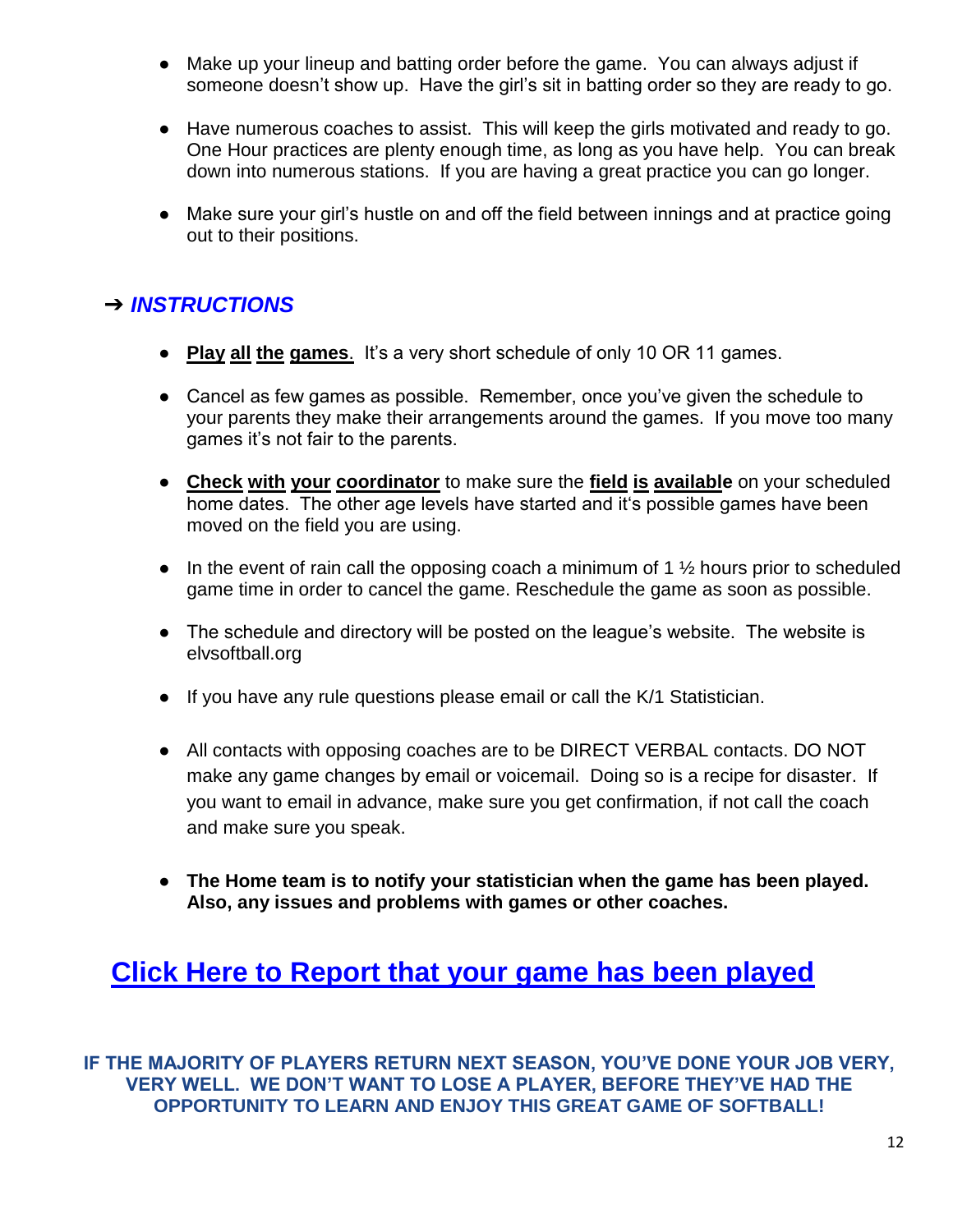- Make up your lineup and batting order before the game. You can always adjust if someone doesn't show up. Have the girl's sit in batting order so they are ready to go.

- Have numerous coaches to assist. This will keep the girls motivated and ready to go. One Hour practices are plenty enough time, as long as you have help. You can break down into numerous stations. If you are having a great practice you can go longer.

- Make sure your girl's hustle on and off the field between innings and at practice going out to their positions.

## ➔ *INSTRUCTIONS*

- **Play all the games**. It's a very short schedule of only 10 OR 11 games.

- Cancel as few games as possible. Remember, once you've given the schedule to your parents they make their arrangements around the games. If you move too many games it's not fair to the parents.

- **Check with your coordinator** to make sure the **field is available** on your scheduled home dates. The other age levels have started and it's possible games have been moved on the field you are using.

- In the event of rain call the opposing coach a minimum of 1 ½ hours prior to scheduled game time in order to cancel the game. Reschedule the game as soon as possible.

- The schedule and directory will be posted on the league's website. The website is elvsoftball.org

- If you have any rule questions please email or call the K/1 Statistician.

- All contacts with opposing coaches are to be DIRECT VERBAL contacts. DO NOT make any game changes by email or voicemail. Doing so is a recipe for disaster. If you want to email in advance, make sure you get confirmation, if not call the coach and make sure you speak.

- **The Home team is to notify your statistician when the game has been played. Also, any issues and problems with games or other coaches.**

## Click Here to Report that your game has been played

**IF THE MAJORITY OF PLAYERS RETURN NEXT SEASON, YOU'VE DONE YOUR JOB VERY, VERY WELL. WE DON'T WANT TO LOSE A PLAYER, BEFORE THEY'VE HAD THE OPPORTUNITY TO LEARN AND ENJOY THIS GREAT GAME OF SOFTBALL!**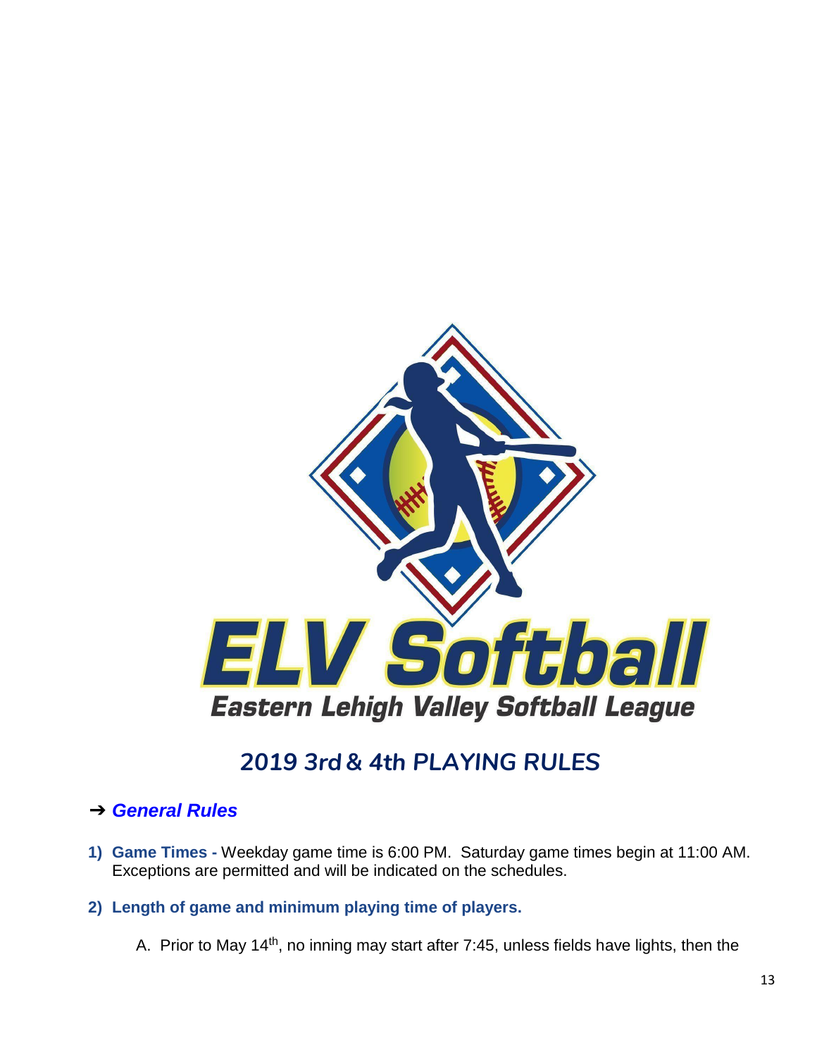ELV Softball

Eastern Lehigh Valley Softball League

## 2019 3rd & 4th PLAYING RULES

### ➔ *General Rules*

1) **Game Times -** Weekday game time is 6:00 PM. Saturday game times begin at 11:00 AM. Exceptions are permitted and will be indicated on the schedules.

2) **Length of game and minimum playing time of players.**

   A. Prior to May 14th, no inning may start after 7:45, unless fields have lights, then the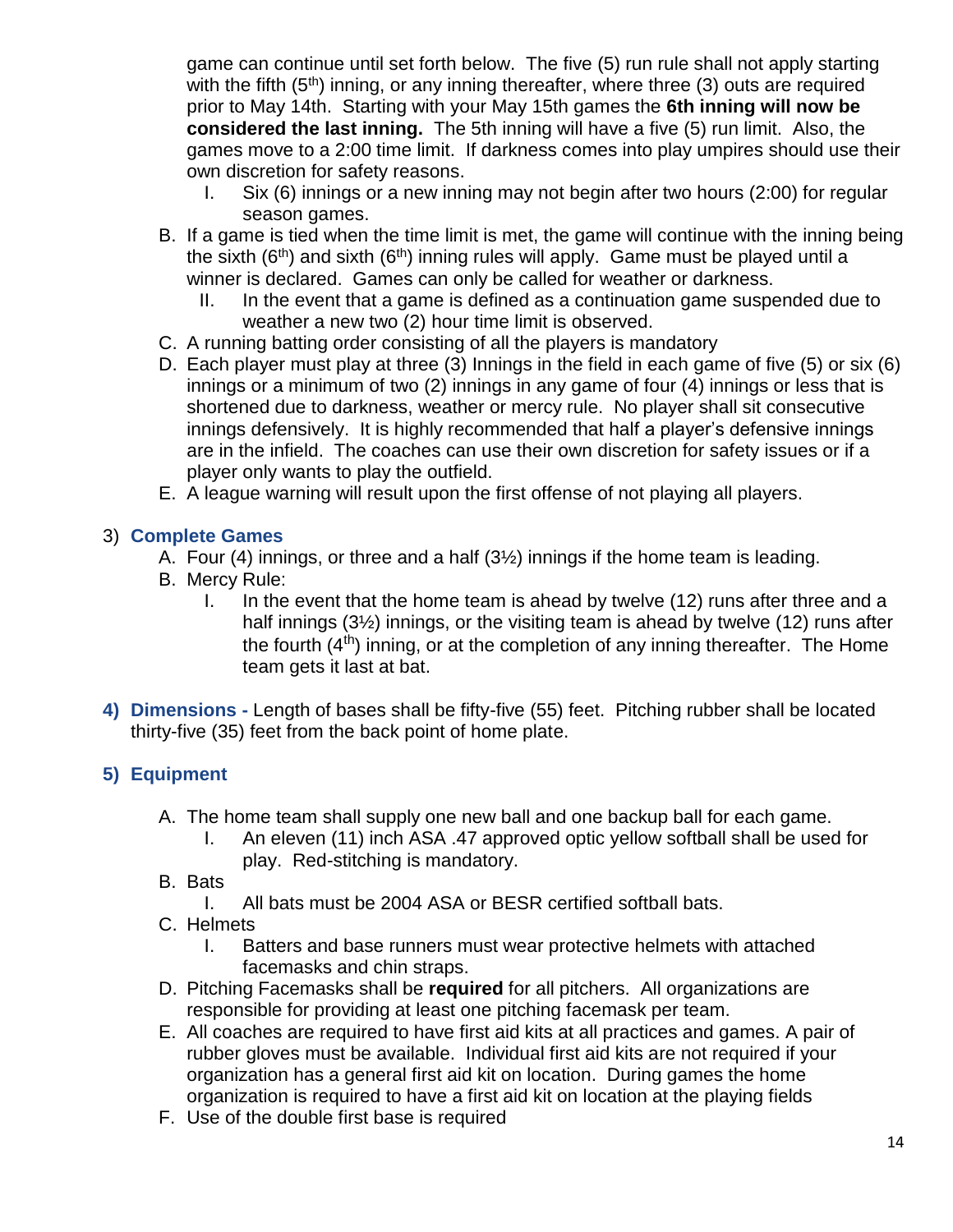game can continue until set forth below. The five (5) run rule shall not apply starting with the fifth (5th) inning, or any inning thereafter, where three (3) outs are required prior to May 14th. Starting with your May 15th games the **6th inning will now be considered the last inning.** The 5th inning will have a five (5) run limit. Also, the games move to a 2:00 time limit. If darkness comes into play umpires should use their own discretion for safety reasons.

   I. Six (6) innings or a new inning may not begin after two hours (2:00) for regular season games.

B. If a game is tied when the time limit is met, the game will continue with the inning being the sixth (6th) and sixth (6th) inning rules will apply. Game must be played until a winner is declared. Games can only be called for weather or darkness.

   II. In the event that a game is defined as a continuation game suspended due to weather a new two (2) hour time limit is observed.

C. A running batting order consisting of all the players is mandatory

D. Each player must play at three (3) Innings in the field in each game of five (5) or six (6) innings or a minimum of two (2) innings in any game of four (4) innings or less that is shortened due to darkness, weather or mercy rule. No player shall sit consecutive innings defensively. It is highly recommended that half a player's defensive innings are in the infield. The coaches can use their own discretion for safety issues or if a player only wants to play the outfield.

E. A league warning will result upon the first offense of not playing all players.

## 3) Complete Games

A. Four (4) innings, or three and a half (3½) innings if the home team is leading.

B. Mercy Rule:

   I. In the event that the home team is ahead by twelve (12) runs after three and a half innings (3½) innings, or the visiting team is ahead by twelve (12) runs after the fourth (4th) inning, or at the completion of any inning thereafter. The Home team gets it last at bat.

## 4) Dimensions - 

Length of bases shall be fifty-five (55) feet. Pitching rubber shall be located thirty-five (35) feet from the back point of home plate.

## 5) Equipment

A. The home team shall supply one new ball and one backup ball for each game.

   I. An eleven (11) inch ASA .47 approved optic yellow softball shall be used for play. Red-stitching is mandatory.

B. Bats

   I. All bats must be 2004 ASA or BESR certified softball bats.

C. Helmets

   I. Batters and base runners must wear protective helmets with attached facemasks and chin straps.

D. Pitching Facemasks shall be **required** for all pitchers. All organizations are responsible for providing at least one pitching facemask per team.

E. All coaches are required to have first aid kits at all practices and games. A pair of rubber gloves must be available. Individual first aid kits are not required if your organization has a general first aid kit on location. During games the home organization is required to have a first aid kit on location at the playing fields

F. Use of the double first base is required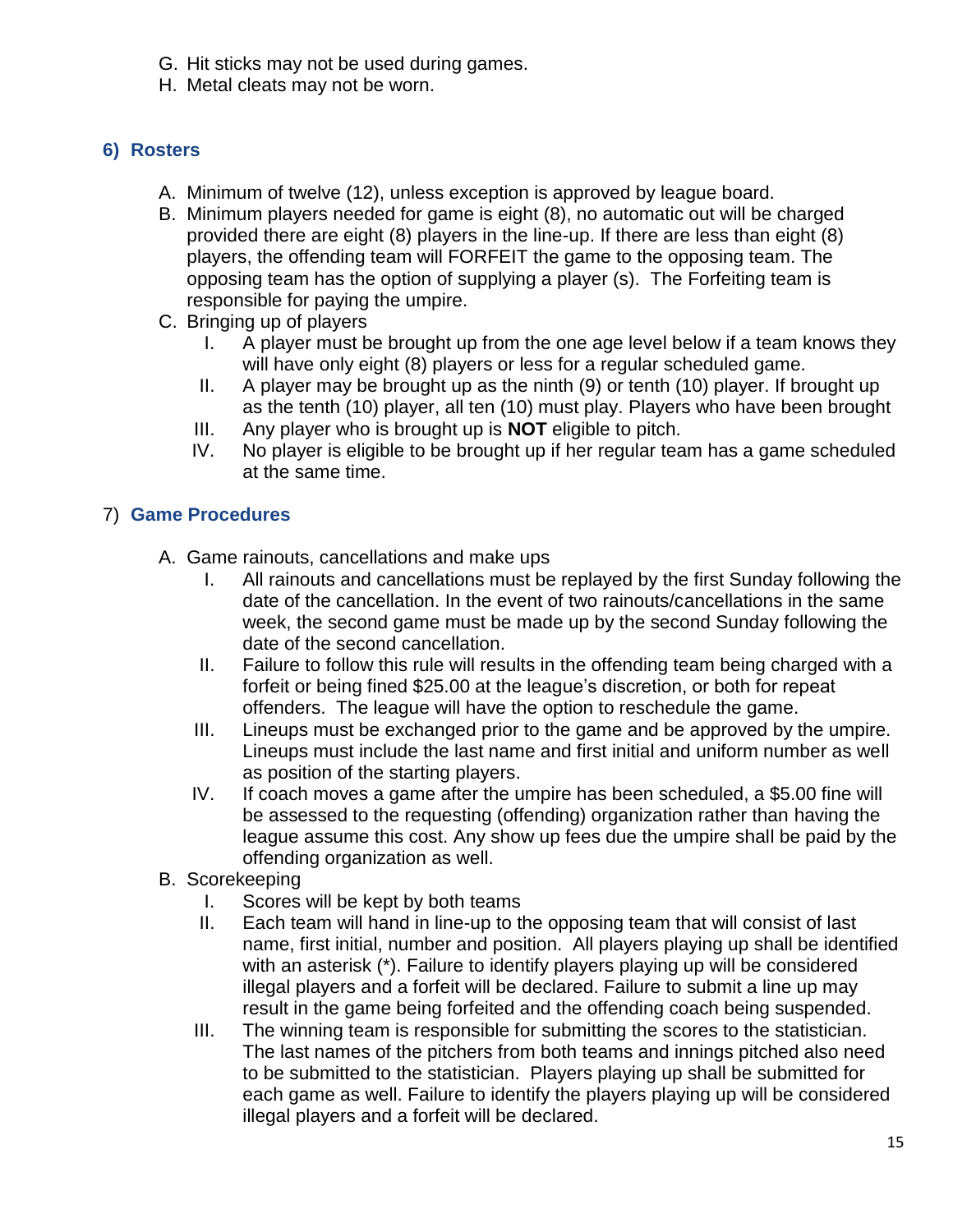G. Hit sticks may not be used during games.
H. Metal cleats may not be worn.

## 6) Rosters

A. Minimum of twelve (12), unless exception is approved by league board.
B. Minimum players needed for game is eight (8), no automatic out will be charged provided there are eight (8) players in the line-up. If there are less than eight (8) players, the offending team will FORFEIT the game to the opposing team. The opposing team has the option of supplying a player (s). The Forfeiting team is responsible for paying the umpire.
C. Bringing up of players
   I. A player must be brought up from the one age level below if a team knows they will have only eight (8) players or less for a regular scheduled game.
   II. A player may be brought up as the ninth (9) or tenth (10) player. If brought up as the tenth (10) player, all ten (10) must play. Players who have been brought
   III. Any player who is brought up is **NOT** eligible to pitch.
   IV. No player is eligible to be brought up if her regular team has a game scheduled at the same time.

## 7) Game Procedures

A. Game rainouts, cancellations and make ups
   I. All rainouts and cancellations must be replayed by the first Sunday following the date of the cancellation. In the event of two rainouts/cancellations in the same week, the second game must be made up by the second Sunday following the date of the second cancellation.
   II. Failure to follow this rule will results in the offending team being charged with a forfeit or being fined $25.00 at the league's discretion, or both for repeat offenders. The league will have the option to reschedule the game.
   III. Lineups must be exchanged prior to the game and be approved by the umpire. Lineups must include the last name and first initial and uniform number as well as position of the starting players.
   IV. If coach moves a game after the umpire has been scheduled, a $5.00 fine will be assessed to the requesting (offending) organization rather than having the league assume this cost. Any show up fees due the umpire shall be paid by the offending organization as well.
B. Scorekeeping
   I. Scores will be kept by both teams
   II. Each team will hand in line-up to the opposing team that will consist of last name, first initial, number and position. All players playing up shall be identified with an asterisk (*). Failure to identify players playing up will be considered illegal players and a forfeit will be declared. Failure to submit a line up may result in the game being forfeited and the offending coach being suspended.
   III. The winning team is responsible for submitting the scores to the statistician. The last names of the pitchers from both teams and innings pitched also need to be submitted to the statistician. Players playing up shall be submitted for each game as well. Failure to identify the players playing up will be considered illegal players and a forfeit will be declared.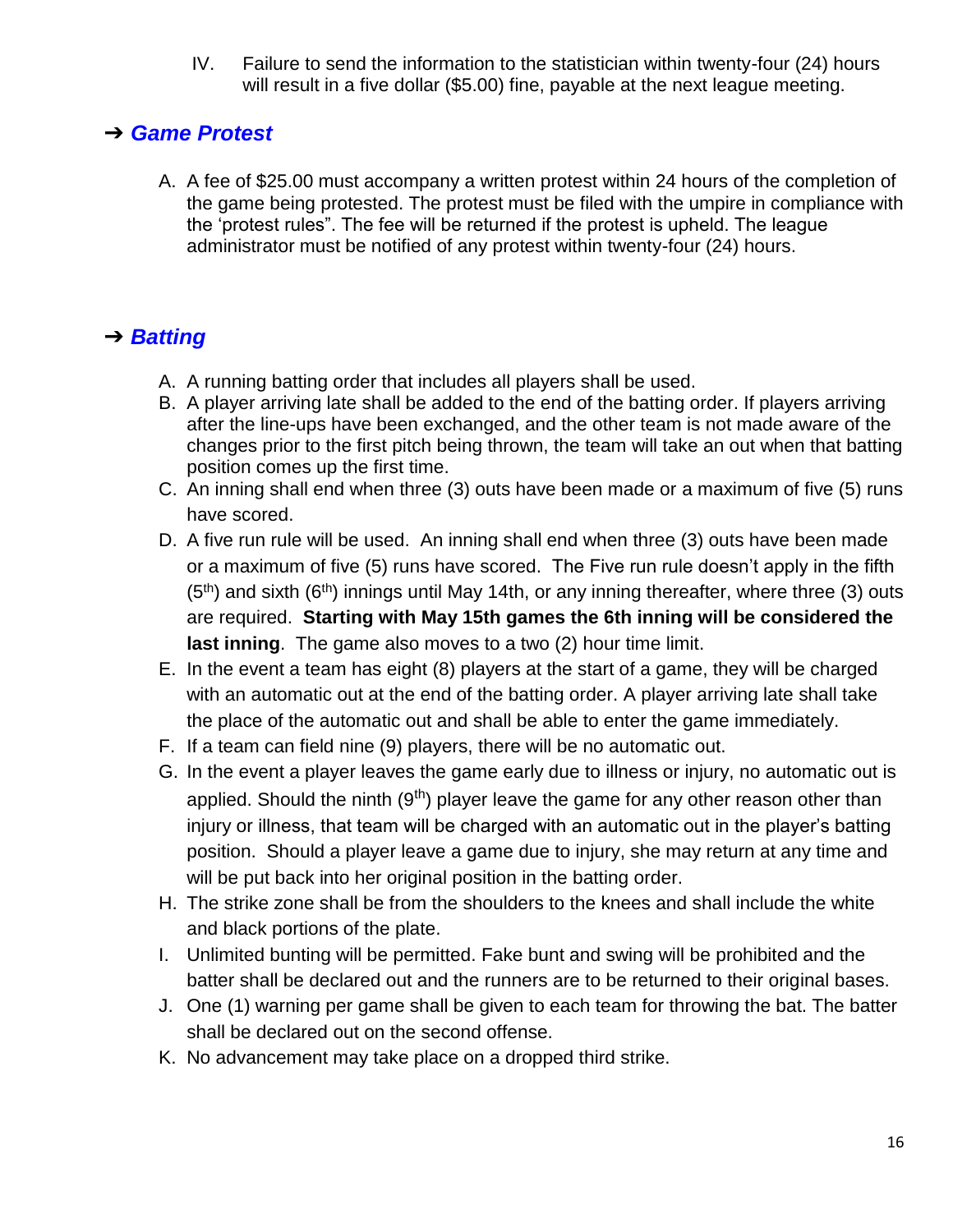IV. Failure to send the information to the statistician within twenty-four (24) hours will result in a five dollar ($5.00) fine, payable at the next league meeting.

## ➔ ***Game Protest***

A. A fee of $25.00 must accompany a written protest within 24 hours of the completion of the game being protested. The protest must be filed with the umpire in compliance with the 'protest rules". The fee will be returned if the protest is upheld. The league administrator must be notified of any protest within twenty-four (24) hours.

## ➔ ***Batting***

A. A running batting order that includes all players shall be used.
B. A player arriving late shall be added to the end of the batting order. If players arriving after the line-ups have been exchanged, and the other team is not made aware of the changes prior to the first pitch being thrown, the team will take an out when that batting position comes up the first time.
C. An inning shall end when three (3) outs have been made or a maximum of five (5) runs have scored.
D. A five run rule will be used. An inning shall end when three (3) outs have been made or a maximum of five (5) runs have scored. The Five run rule doesn't apply in the fifth ($5^{th}$) and sixth ($6^{th}$) innings until May 14th, or any inning thereafter, where three (3) outs are required. **Starting with May 15th games the 6th inning will be considered the last inning**. The game also moves to a two (2) hour time limit.
E. In the event a team has eight (8) players at the start of a game, they will be charged with an automatic out at the end of the batting order. A player arriving late shall take the place of the automatic out and shall be able to enter the game immediately.
F. If a team can field nine (9) players, there will be no automatic out.
G. In the event a player leaves the game early due to illness or injury, no automatic out is applied. Should the ninth ($9^{th}$) player leave the game for any other reason other than injury or illness, that team will be charged with an automatic out in the player's batting position. Should a player leave a game due to injury, she may return at any time and will be put back into her original position in the batting order.
H. The strike zone shall be from the shoulders to the knees and shall include the white and black portions of the plate.
I. Unlimited bunting will be permitted. Fake bunt and swing will be prohibited and the batter shall be declared out and the runners are to be returned to their original bases.
J. One (1) warning per game shall be given to each team for throwing the bat. The batter shall be declared out on the second offense.
K. No advancement may take place on a dropped third strike.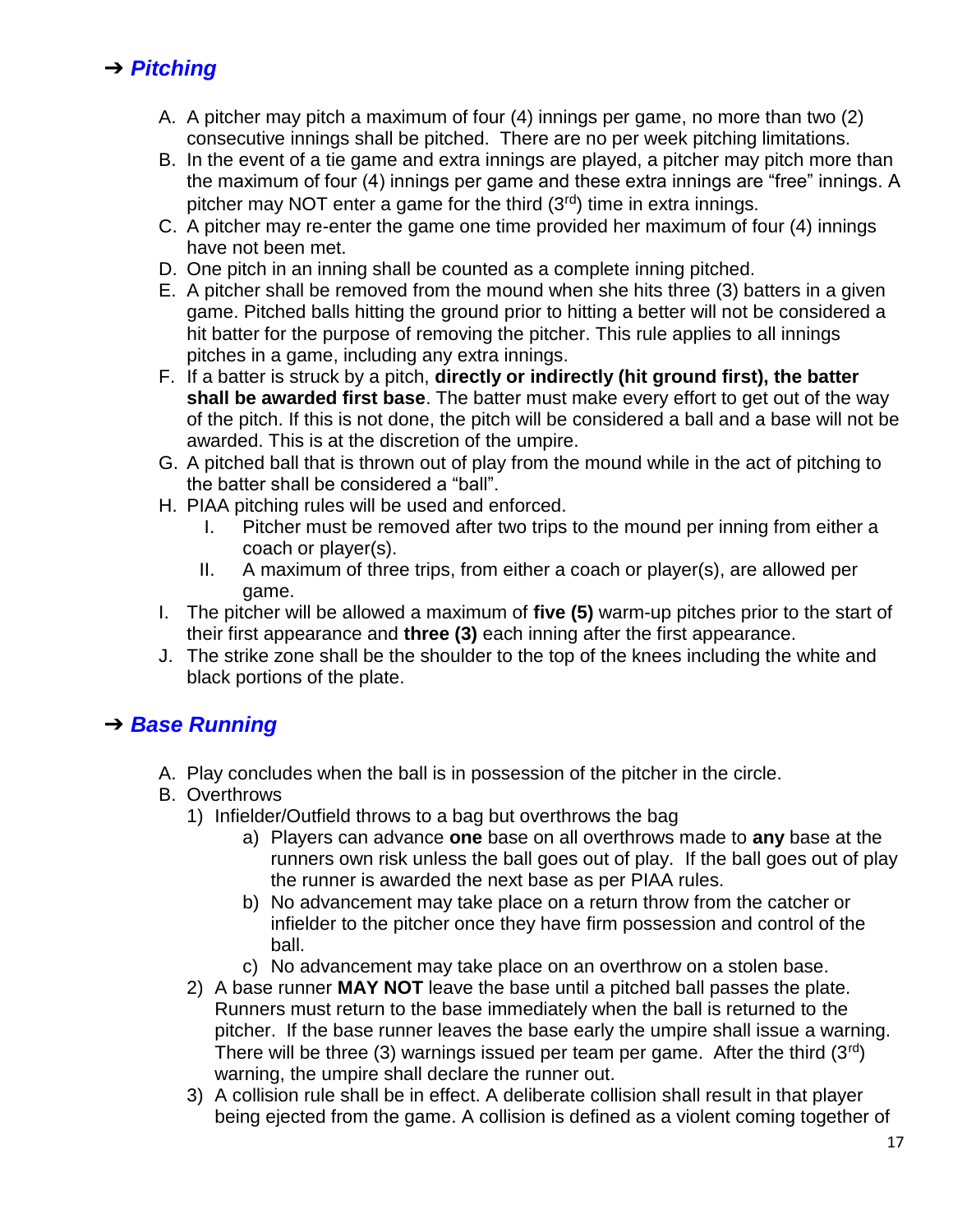## ➔ ***Pitching***

A. A pitcher may pitch a maximum of four (4) innings per game, no more than two (2) consecutive innings shall be pitched. There are no per week pitching limitations.
B. In the event of a tie game and extra innings are played, a pitcher may pitch more than the maximum of four (4) innings per game and these extra innings are "free" innings. A pitcher may NOT enter a game for the third (3rd) time in extra innings.
C. A pitcher may re-enter the game one time provided her maximum of four (4) innings have not been met.
D. One pitch in an inning shall be counted as a complete inning pitched.
E. A pitcher shall be removed from the mound when she hits three (3) batters in a given game. Pitched balls hitting the ground prior to hitting a better will not be considered a hit batter for the purpose of removing the pitcher. This rule applies to all innings pitches in a game, including any extra innings.
F. If a batter is struck by a pitch, **directly or indirectly (hit ground first), the batter shall be awarded first base**. The batter must make every effort to get out of the way of the pitch. If this is not done, the pitch will be considered a ball and a base will not be awarded. This is at the discretion of the umpire.
G. A pitched ball that is thrown out of play from the mound while in the act of pitching to the batter shall be considered a "ball".
H. PIAA pitching rules will be used and enforced.
   I. Pitcher must be removed after two trips to the mound per inning from either a coach or player(s).
   II. A maximum of three trips, from either a coach or player(s), are allowed per game.
I. The pitcher will be allowed a maximum of **five (5)** warm-up pitches prior to the start of their first appearance and **three (3)** each inning after the first appearance.
J. The strike zone shall be the shoulder to the top of the knees including the white and black portions of the plate.

## ➔ ***Base Running***

A. Play concludes when the ball is in possession of the pitcher in the circle.
B. Overthrows
   1) Infielder/Outfield throws to a bag but overthrows the bag
      a) Players can advance **one** base on all overthrows made to **any** base at the runners own risk unless the ball goes out of play. If the ball goes out of play the runner is awarded the next base as per PIAA rules.
      b) No advancement may take place on a return throw from the catcher or infielder to the pitcher once they have firm possession and control of the ball.
      c) No advancement may take place on an overthrow on a stolen base.
   2) A base runner **MAY NOT** leave the base until a pitched ball passes the plate. Runners must return to the base immediately when the ball is returned to the pitcher. If the base runner leaves the base early the umpire shall issue a warning. There will be three (3) warnings issued per team per game. After the third (3rd) warning, the umpire shall declare the runner out.
   3) A collision rule shall be in effect. A deliberate collision shall result in that player being ejected from the game. A collision is defined as a violent coming together of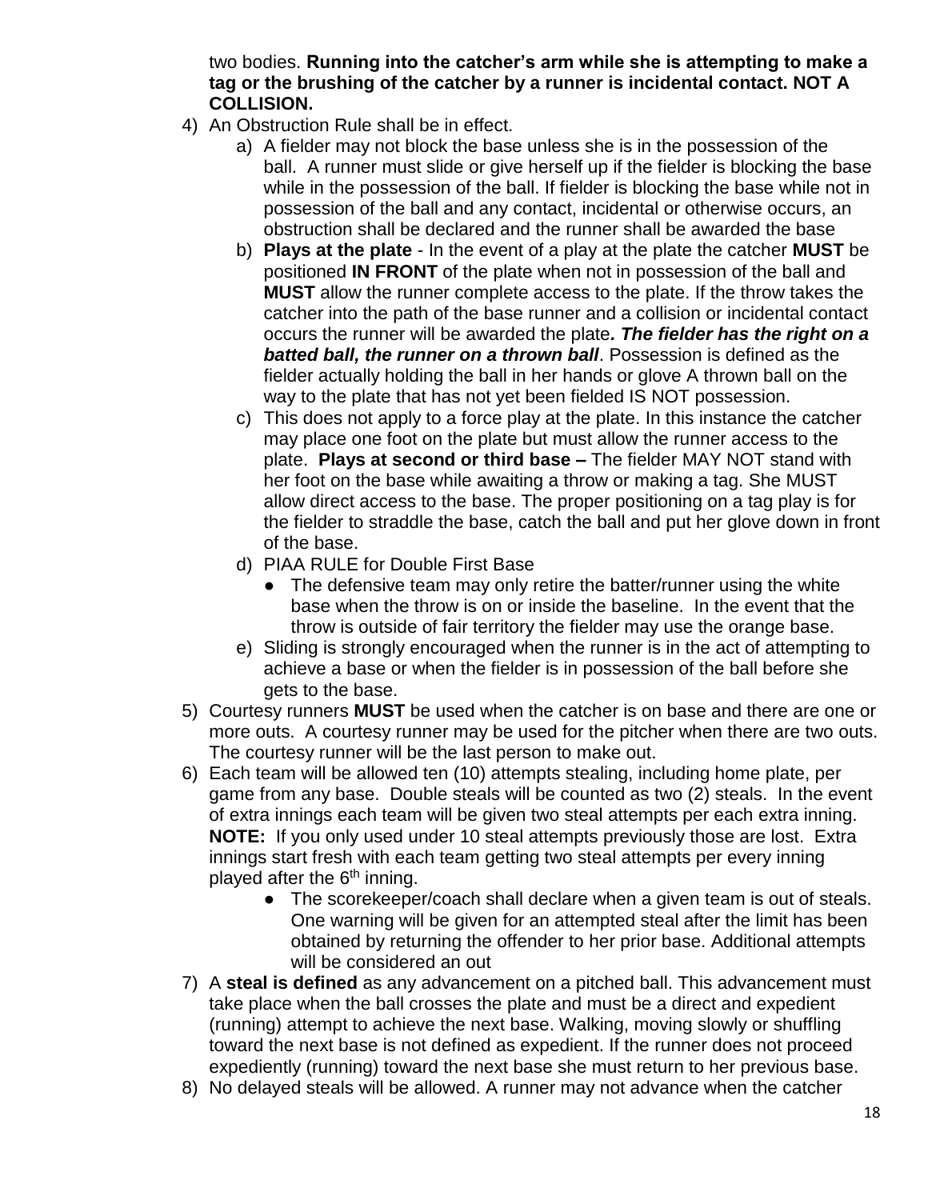two bodies. **Running into the catcher's arm while she is attempting to make a tag or the brushing of the catcher by a runner is incidental contact. NOT A COLLISION.**

4) An Obstruction Rule shall be in effect.
    a) A fielder may not block the base unless she is in the possession of the ball. A runner must slide or give herself up if the fielder is blocking the base while in the possession of the ball. If fielder is blocking the base while not in possession of the ball and any contact, incidental or otherwise occurs, an obstruction shall be declared and the runner shall be awarded the base
    b) **Plays at the plate** - In the event of a play at the plate the catcher **MUST** be positioned **IN FRONT** of the plate when not in possession of the ball and **MUST** allow the runner complete access to the plate. If the throw takes the catcher into the path of the base runner and a collision or incidental contact occurs the runner will be awarded the plate***. The fielder has the right on a batted ball, the runner on a thrown ball***. Possession is defined as the fielder actually holding the ball in her hands or glove A thrown ball on the way to the plate that has not yet been fielded IS NOT possession.
    c) This does not apply to a force play at the plate. In this instance the catcher may place one foot on the plate but must allow the runner access to the plate. **Plays at second or third base –** The fielder MAY NOT stand with her foot on the base while awaiting a throw or making a tag. She MUST allow direct access to the base. The proper positioning on a tag play is for the fielder to straddle the base, catch the ball and put her glove down in front of the base.
    d) PIAA RULE for Double First Base
        - The defensive team may only retire the batter/runner using the white base when the throw is on or inside the baseline. In the event that the throw is outside of fair territory the fielder may use the orange base.
    e) Sliding is strongly encouraged when the runner is in the act of attempting to achieve a base or when the fielder is in possession of the ball before she gets to the base.
5) Courtesy runners **MUST** be used when the catcher is on base and there are one or more outs. A courtesy runner may be used for the pitcher when there are two outs. The courtesy runner will be the last person to make out.
6) Each team will be allowed ten (10) attempts stealing, including home plate, per game from any base. Double steals will be counted as two (2) steals. In the event of extra innings each team will be given two steal attempts per each extra inning. **NOTE:** If you only used under 10 steal attempts previously those are lost. Extra innings start fresh with each team getting two steal attempts per every inning played after the 6th inning.
    - The scorekeeper/coach shall declare when a given team is out of steals. One warning will be given for an attempted steal after the limit has been obtained by returning the offender to her prior base. Additional attempts will be considered an out
7) A **steal is defined** as any advancement on a pitched ball. This advancement must take place when the ball crosses the plate and must be a direct and expedient (running) attempt to achieve the next base. Walking, moving slowly or shuffling toward the next base is not defined as expedient. If the runner does not proceed expediently (running) toward the next base she must return to her previous base.
8) No delayed steals will be allowed. A runner may not advance when the catcher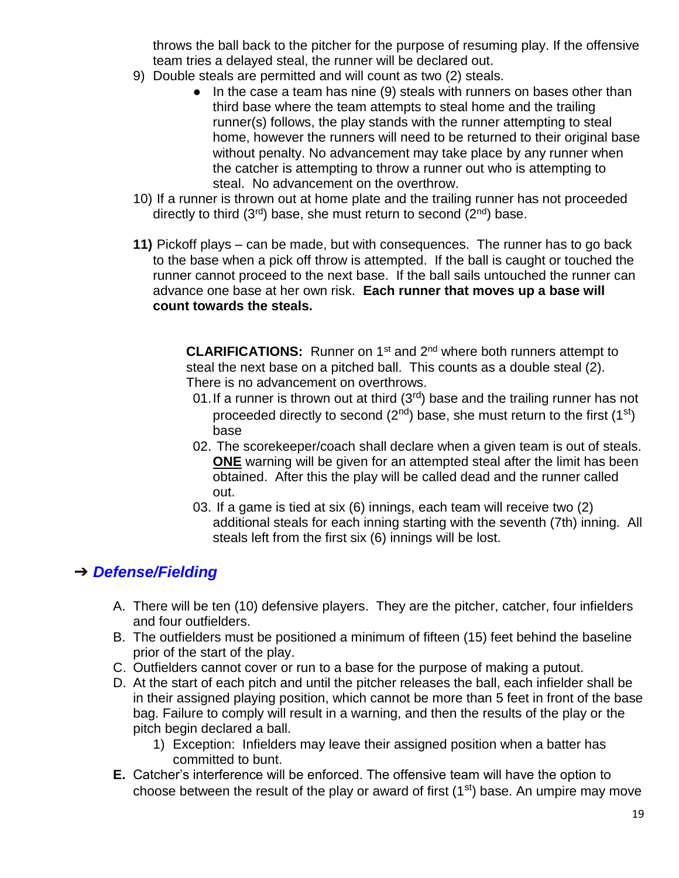throws the ball back to the pitcher for the purpose of resuming play. If the offensive team tries a delayed steal, the runner will be declared out.

9) Double steals are permitted and will count as two (2) steals.
    - In the case a team has nine (9) steals with runners on bases other than third base where the team attempts to steal home and the trailing runner(s) follows, the play stands with the runner attempting to steal home, however the runners will need to be returned to their original base without penalty. No advancement may take place by any runner when the catcher is attempting to throw a runner out who is attempting to steal. No advancement on the overthrow.

10) If a runner is thrown out at home plate and the trailing runner has not proceeded directly to third (3rd) base, she must return to second (2nd) base.

**11)** Pickoff plays – can be made, but with consequences. The runner has to go back to the base when a pick off throw is attempted. If the ball is caught or touched the runner cannot proceed to the next base. If the ball sails untouched the runner can advance one base at her own risk. **Each runner that moves up a base will count towards the steals.**

**CLARIFICATIONS:** Runner on 1st and 2nd where both runners attempt to steal the next base on a pitched ball. This counts as a double steal (2). There is no advancement on overthrows.

01. If a runner is thrown out at third (3rd) base and the trailing runner has not proceeded directly to second (2nd) base, she must return to the first (1st) base
02. The scorekeeper/coach shall declare when a given team is out of steals. **<u>ONE</u>** warning will be given for an attempted steal after the limit has been obtained. After this the play will be called dead and the runner called out.
03. If a game is tied at six (6) innings, each team will receive two (2) additional steals for each inning starting with the seventh (7th) inning. All steals left from the first six (6) innings will be lost.

## ➔ ***Defense/Fielding***

A. There will be ten (10) defensive players. They are the pitcher, catcher, four infielders and four outfielders.
B. The outfielders must be positioned a minimum of fifteen (15) feet behind the baseline prior of the start of the play.
C. Outfielders cannot cover or run to a base for the purpose of making a putout.
D. At the start of each pitch and until the pitcher releases the ball, each infielder shall be in their assigned playing position, which cannot be more than 5 feet in front of the base bag. Failure to comply will result in a warning, and then the results of the play or the pitch begin declared a ball.
    1) Exception: Infielders may leave their assigned position when a batter has committed to bunt.

**E.** Catcher's interference will be enforced. The offensive team will have the option to choose between the result of the play or award of first (1st) base. An umpire may move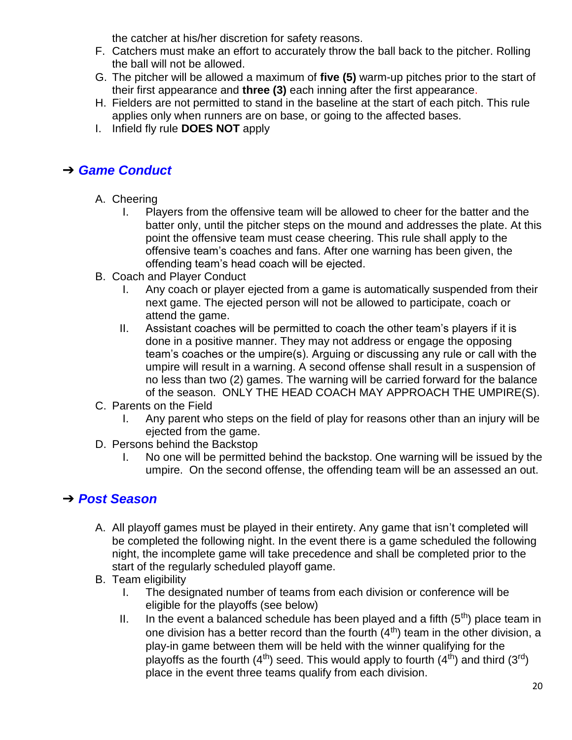the catcher at his/her discretion for safety reasons.

F. Catchers must make an effort to accurately throw the ball back to the pitcher. Rolling the ball will not be allowed.
G. The pitcher will be allowed a maximum of **five (5)** warm-up pitches prior to the start of their first appearance and **three (3)** each inning after the first appearance.
H. Fielders are not permitted to stand in the baseline at the start of each pitch. This rule applies only when runners are on base, or going to the affected bases.
I. Infield fly rule **DOES NOT** apply

## ➔ *Game Conduct*

A. Cheering
   I. Players from the offensive team will be allowed to cheer for the batter and the batter only, until the pitcher steps on the mound and addresses the plate. At this point the offensive team must cease cheering. This rule shall apply to the offensive team's coaches and fans. After one warning has been given, the offending team's head coach will be ejected.
B. Coach and Player Conduct
   I. Any coach or player ejected from a game is automatically suspended from their next game. The ejected person will not be allowed to participate, coach or attend the game.
   II. Assistant coaches will be permitted to coach the other team's players if it is done in a positive manner. They may not address or engage the opposing team's coaches or the umpire(s). Arguing or discussing any rule or call with the umpire will result in a warning. A second offense shall result in a suspension of no less than two (2) games. The warning will be carried forward for the balance of the season. ONLY THE HEAD COACH MAY APPROACH THE UMPIRE(S).
C. Parents on the Field
   I. Any parent who steps on the field of play for reasons other than an injury will be ejected from the game.
D. Persons behind the Backstop
   I. No one will be permitted behind the backstop. One warning will be issued by the umpire. On the second offense, the offending team will be an assessed an out.

## ➔ *Post Season*

A. All playoff games must be played in their entirety. Any game that isn't completed will be completed the following night. In the event there is a game scheduled the following night, the incomplete game will take precedence and shall be completed prior to the start of the regularly scheduled playoff game.
B. Team eligibility
   I. The designated number of teams from each division or conference will be eligible for the playoffs (see below)
   II. In the event a balanced schedule has been played and a fifth (5th) place team in one division has a better record than the fourth (4th) team in the other division, a play-in game between them will be held with the winner qualifying for the playoffs as the fourth (4th) seed. This would apply to fourth (4th) and third (3rd) place in the event three teams qualify from each division.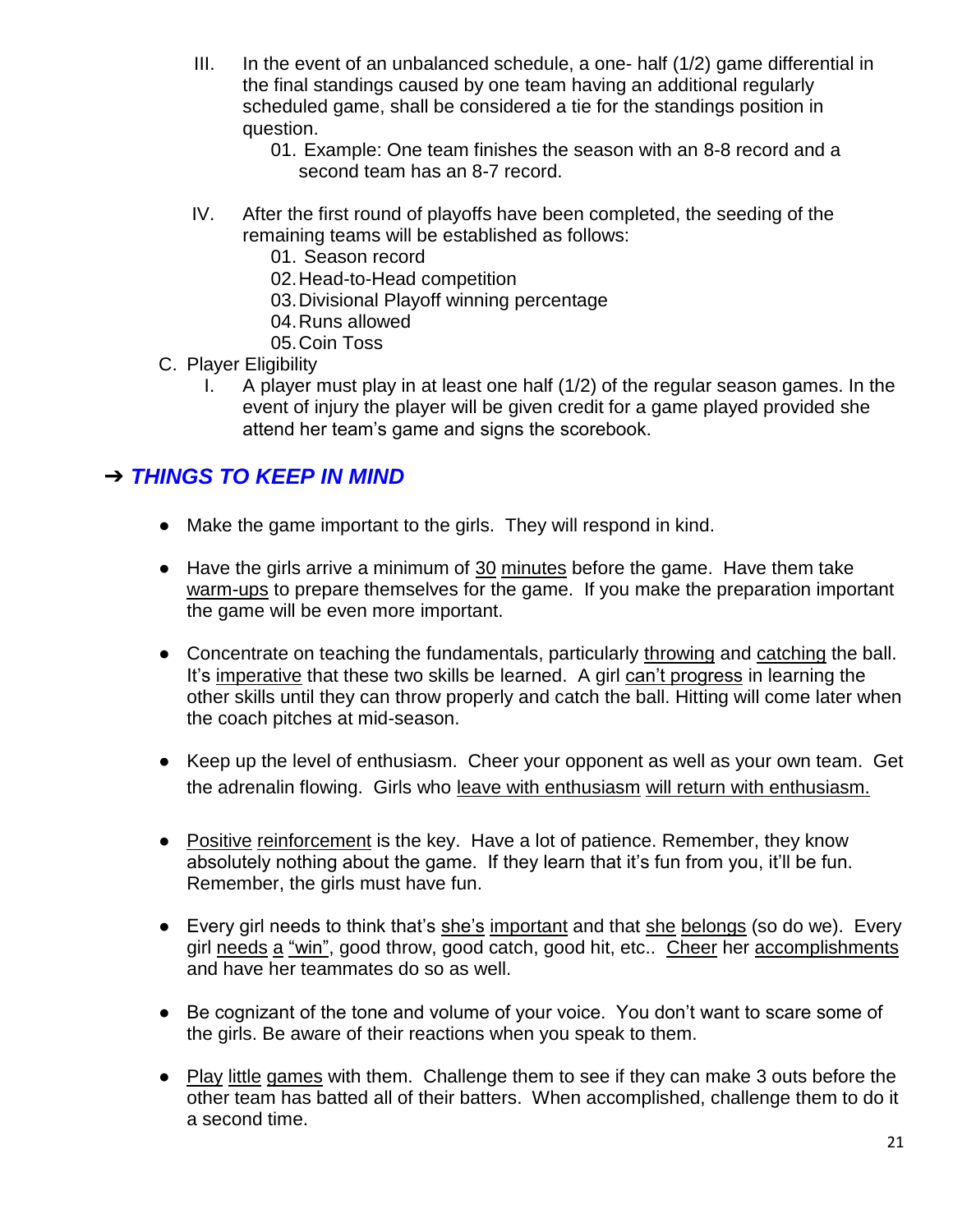III. In the event of an unbalanced schedule, a one- half (1/2) game differential in the final standings caused by one team having an additional regularly scheduled game, shall be considered a tie for the standings position in question.

    01. Example: One team finishes the season with an 8-8 record and a second team has an 8-7 record.

IV. After the first round of playoffs have been completed, the seeding of the remaining teams will be established as follows:

    01. Season record
    02. Head-to-Head competition
    03. Divisional Playoff winning percentage
    04. Runs allowed
    05. Coin Toss

C. Player Eligibility

I. A player must play in at least one half (1/2) of the regular season games. In the event of injury the player will be given credit for a game played provided she attend her team's game and signs the scorebook.

## ➔ ***THINGS TO KEEP IN MIND***

- Make the game important to the girls. They will respond in kind.

- Have the girls arrive a minimum of <u>30 minutes</u> before the game. Have them take <u>warm-ups</u> to prepare themselves for the game. If you make the preparation important the game will be even more important.

- Concentrate on teaching the fundamentals, particularly <u>throwing</u> and <u>catching</u> the ball. It's <u>imperative</u> that these two skills be learned. A girl <u>can't progress</u> in learning the other skills until they can throw properly and catch the ball. Hitting will come later when the coach pitches at mid-season.

- Keep up the level of enthusiasm. Cheer your opponent as well as your own team. Get the adrenalin flowing. Girls who <u>leave with enthusiasm</u> <u>will return with enthusiasm.</u>

- <u>Positive reinforcement</u> is the key. Have a lot of patience. Remember, they know absolutely nothing about the game. If they learn that it's fun from you, it'll be fun. Remember, the girls must have fun.

- Every girl needs to think that's <u>she's important</u> and that <u>she belongs</u> (so do we). Every girl <u>needs a "win"</u>, good throw, good catch, good hit, etc.. <u>Cheer</u> her <u>accomplishments</u> and have her teammates do so as well.

- Be cognizant of the tone and volume of your voice. You don't want to scare some of the girls. Be aware of their reactions when you speak to them.

- <u>Play little games</u> with them. Challenge them to see if they can make 3 outs before the other team has batted all of their batters. When accomplished, challenge them to do it a second time.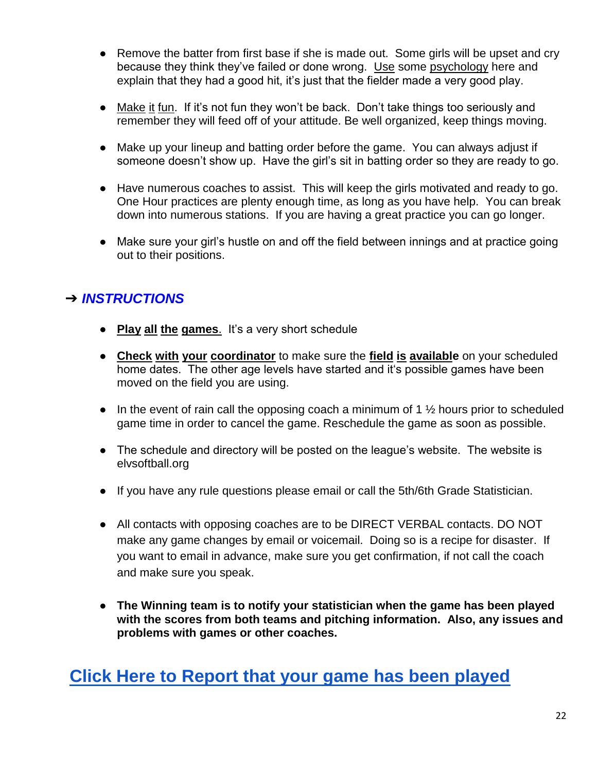- Remove the batter from first base if she is made out.  Some girls will be upset and cry because they think they've failed or done wrong.  <u>Use</u> some <u>psychology</u> here and explain that they had a good hit, it's just that the fielder made a very good play.

- <u>Make it fun</u>.  If it's not fun they won't be back.  Don't take things too seriously and remember they will feed off of your attitude. Be well organized, keep things moving.

- Make up your lineup and batting order before the game.  You can always adjust if someone doesn't show up.  Have the girl's sit in batting order so they are ready to go.

- Have numerous coaches to assist.  This will keep the girls motivated and ready to go.  One Hour practices are plenty enough time, as long as you have help.  You can break down into numerous stations.  If you are having a great practice you can go longer.

- Make sure your girl's hustle on and off the field between innings and at practice going out to their positions.

## ➔ ***INSTRUCTIONS***

- <u>**Play all the games**</u>.  It's a very short schedule

- <u>**Check with your coordinator**</u> to make sure the <u>**field is available**</u> on your scheduled home dates.  The other age levels have started and it's possible games have been moved on the field you are using.

- In the event of rain call the opposing coach a minimum of 1 ½ hours prior to scheduled game time in order to cancel the game. Reschedule the game as soon as possible.

- The schedule and directory will be posted on the league's website.  The website is elvsoftball.org

- If you have any rule questions please email or call the 5th/6th Grade Statistician.

- All contacts with opposing coaches are to be DIRECT VERBAL contacts. DO NOT make any game changes by email or voicemail.  Doing so is a recipe for disaster.  If you want to email in advance, make sure you get confirmation, if not call the coach and make sure you speak.

- **The Winning team is to notify your statistician when the game has been played with the scores from both teams and pitching information.  Also, any issues and problems with games or other coaches.**

## Click Here to Report that your game has been played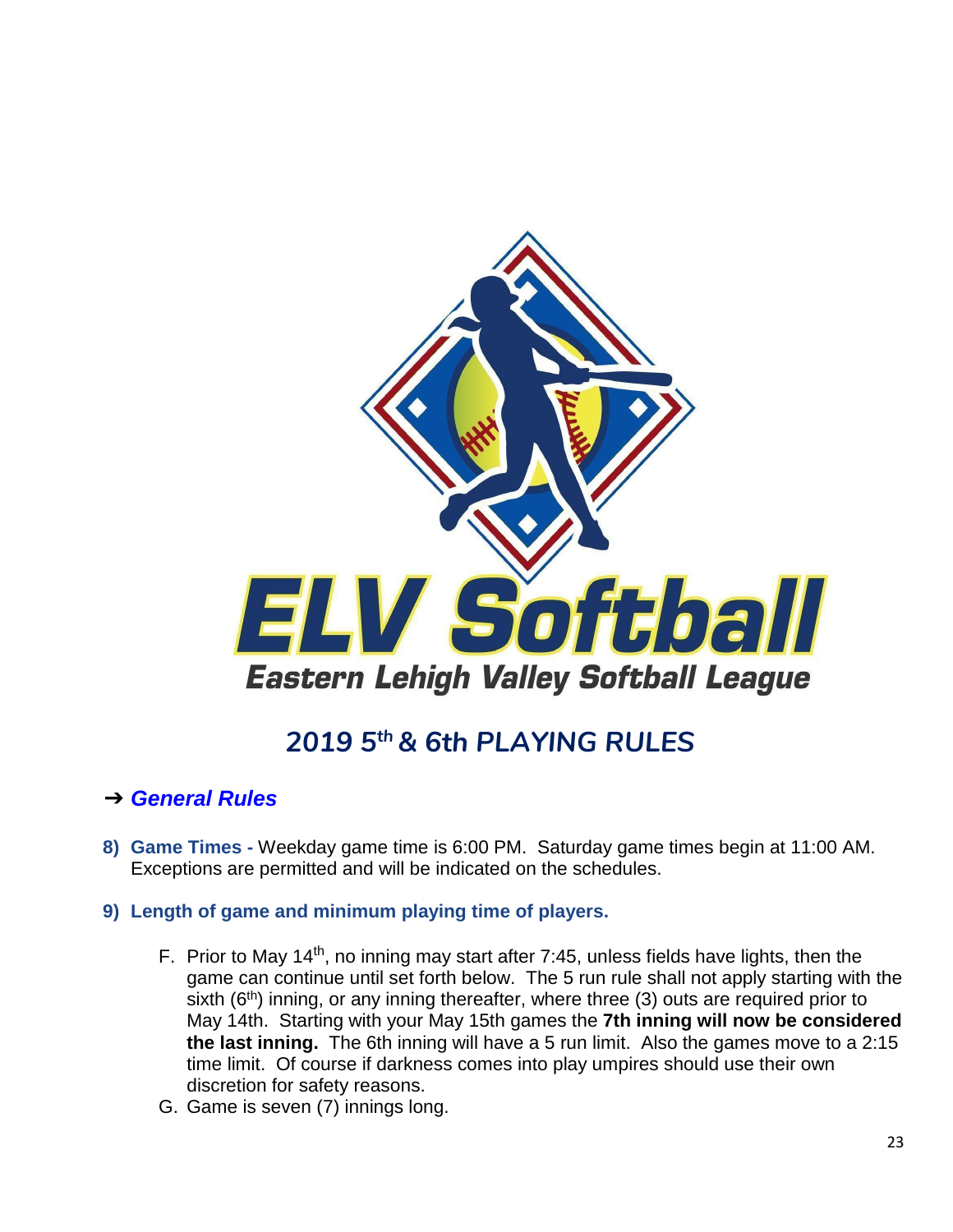# ELV Softball

## Eastern Lehigh Valley Softball League

## 2019 5th & 6th PLAYING RULES

### ➔ *General Rules*

8) **Game Times -** Weekday game time is 6:00 PM. Saturday game times begin at 11:00 AM. Exceptions are permitted and will be indicated on the schedules.

9) **Length of game and minimum playing time of players.**

   F. Prior to May 14th, no inning may start after 7:45, unless fields have lights, then the game can continue until set forth below. The 5 run rule shall not apply starting with the sixth (6th) inning, or any inning thereafter, where three (3) outs are required prior to May 14th. Starting with your May 15th games the **7th inning will now be considered the last inning.** The 6th inning will have a 5 run limit. Also the games move to a 2:15 time limit. Of course if darkness comes into play umpires should use their own discretion for safety reasons.

   G. Game is seven (7) innings long.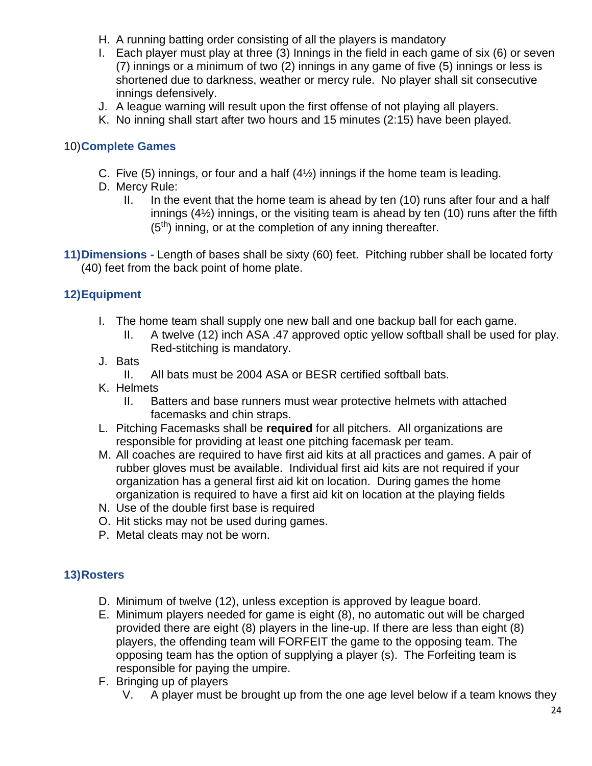H. A running batting order consisting of all the players is mandatory
I. Each player must play at three (3) Innings in the field in each game of six (6) or seven (7) innings or a minimum of two (2) innings in any game of five (5) innings or less is shortened due to darkness, weather or mercy rule. No player shall sit consecutive innings defensively.
J. A league warning will result upon the first offense of not playing all players.
K. No inning shall start after two hours and 15 minutes (2:15) have been played.

## 10) Complete Games

C. Five (5) innings, or four and a half (4½) innings if the home team is leading.
D. Mercy Rule:
   II. In the event that the home team is ahead by ten (10) runs after four and a half innings (4½) innings, or the visiting team is ahead by ten (10) runs after the fifth (5th) inning, or at the completion of any inning thereafter.

**11) Dimensions -** Length of bases shall be sixty (60) feet. Pitching rubber shall be located forty (40) feet from the back point of home plate.

## 12) Equipment

I. The home team shall supply one new ball and one backup ball for each game.
   II. A twelve (12) inch ASA .47 approved optic yellow softball shall be used for play. Red-stitching is mandatory.
J. Bats
   II. All bats must be 2004 ASA or BESR certified softball bats.
K. Helmets
   II. Batters and base runners must wear protective helmets with attached facemasks and chin straps.
L. Pitching Facemasks shall be **required** for all pitchers. All organizations are responsible for providing at least one pitching facemask per team.
M. All coaches are required to have first aid kits at all practices and games. A pair of rubber gloves must be available. Individual first aid kits are not required if your organization has a general first aid kit on location. During games the home organization is required to have a first aid kit on location at the playing fields
N. Use of the double first base is required
O. Hit sticks may not be used during games.
P. Metal cleats may not be worn.

## 13) Rosters

D. Minimum of twelve (12), unless exception is approved by league board.
E. Minimum players needed for game is eight (8), no automatic out will be charged provided there are eight (8) players in the line-up. If there are less than eight (8) players, the offending team will FORFEIT the game to the opposing team. The opposing team has the option of supplying a player (s). The Forfeiting team is responsible for paying the umpire.
F. Bringing up of players
   V. A player must be brought up from the one age level below if a team knows they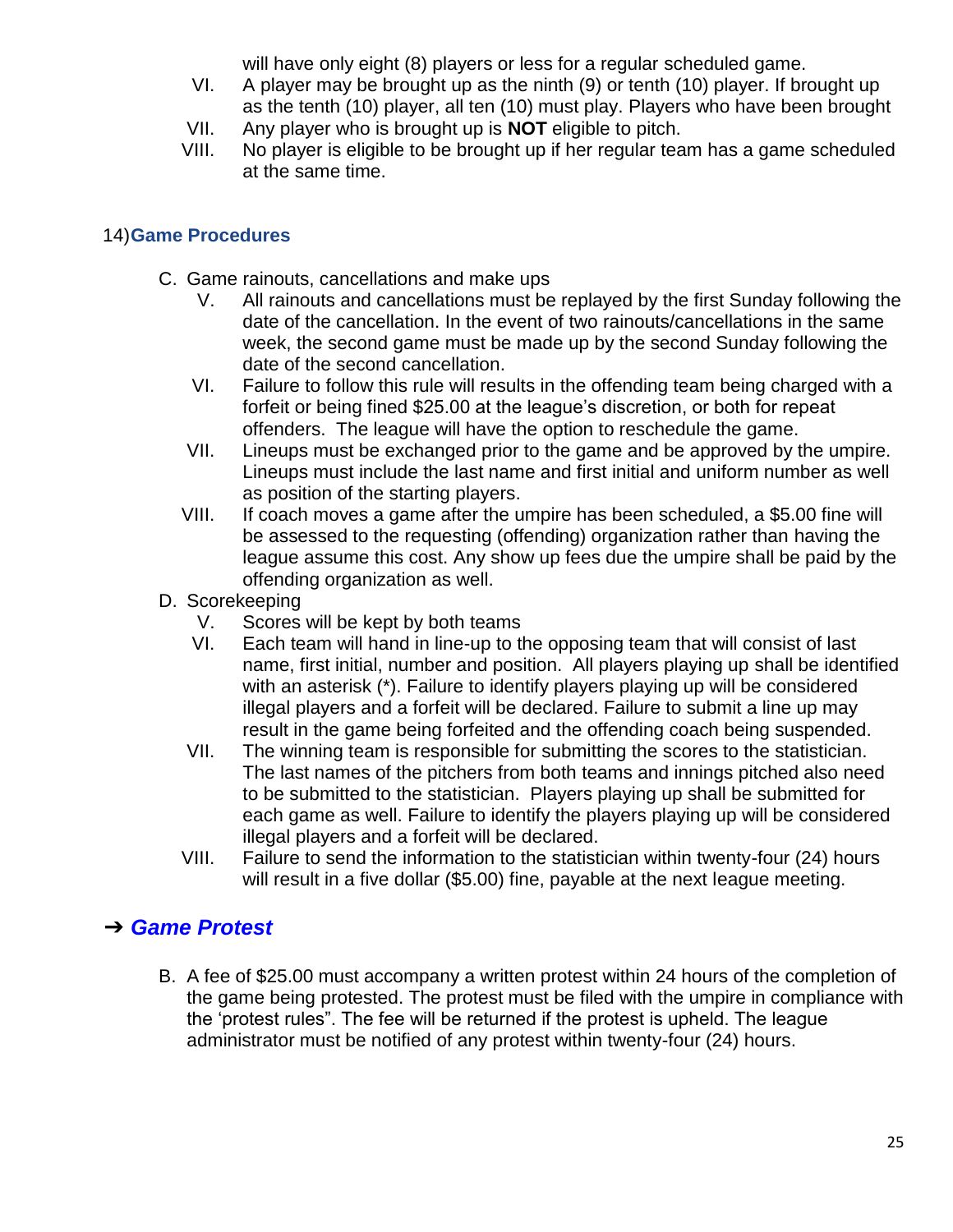will have only eight (8) players or less for a regular scheduled game.

VI. A player may be brought up as the ninth (9) or tenth (10) player. If brought up as the tenth (10) player, all ten (10) must play. Players who have been brought

VII. Any player who is brought up is **NOT** eligible to pitch.

VIII. No player is eligible to be brought up if her regular team has a game scheduled at the same time.

## 14) Game Procedures

C. Game rainouts, cancellations and make ups

  V. All rainouts and cancellations must be replayed by the first Sunday following the date of the cancellation. In the event of two rainouts/cancellations in the same week, the second game must be made up by the second Sunday following the date of the second cancellation.

  VI. Failure to follow this rule will results in the offending team being charged with a forfeit or being fined $25.00 at the league's discretion, or both for repeat offenders. The league will have the option to reschedule the game.

  VII. Lineups must be exchanged prior to the game and be approved by the umpire. Lineups must include the last name and first initial and uniform number as well as position of the starting players.

  VIII. If coach moves a game after the umpire has been scheduled, a $5.00 fine will be assessed to the requesting (offending) organization rather than having the league assume this cost. Any show up fees due the umpire shall be paid by the offending organization as well.

D. Scorekeeping

  V. Scores will be kept by both teams

  VI. Each team will hand in line-up to the opposing team that will consist of last name, first initial, number and position. All players playing up shall be identified with an asterisk (*). Failure to identify players playing up will be considered illegal players and a forfeit will be declared. Failure to submit a line up may result in the game being forfeited and the offending coach being suspended.

  VII. The winning team is responsible for submitting the scores to the statistician. The last names of the pitchers from both teams and innings pitched also need to be submitted to the statistician. Players playing up shall be submitted for each game as well. Failure to identify the players playing up will be considered illegal players and a forfeit will be declared.

  VIII. Failure to send the information to the statistician within twenty-four (24) hours will result in a five dollar ($5.00) fine, payable at the next league meeting.

## ➔ *Game Protest*

B. A fee of $25.00 must accompany a written protest within 24 hours of the completion of the game being protested. The protest must be filed with the umpire in compliance with the 'protest rules". The fee will be returned if the protest is upheld. The league administrator must be notified of any protest within twenty-four (24) hours.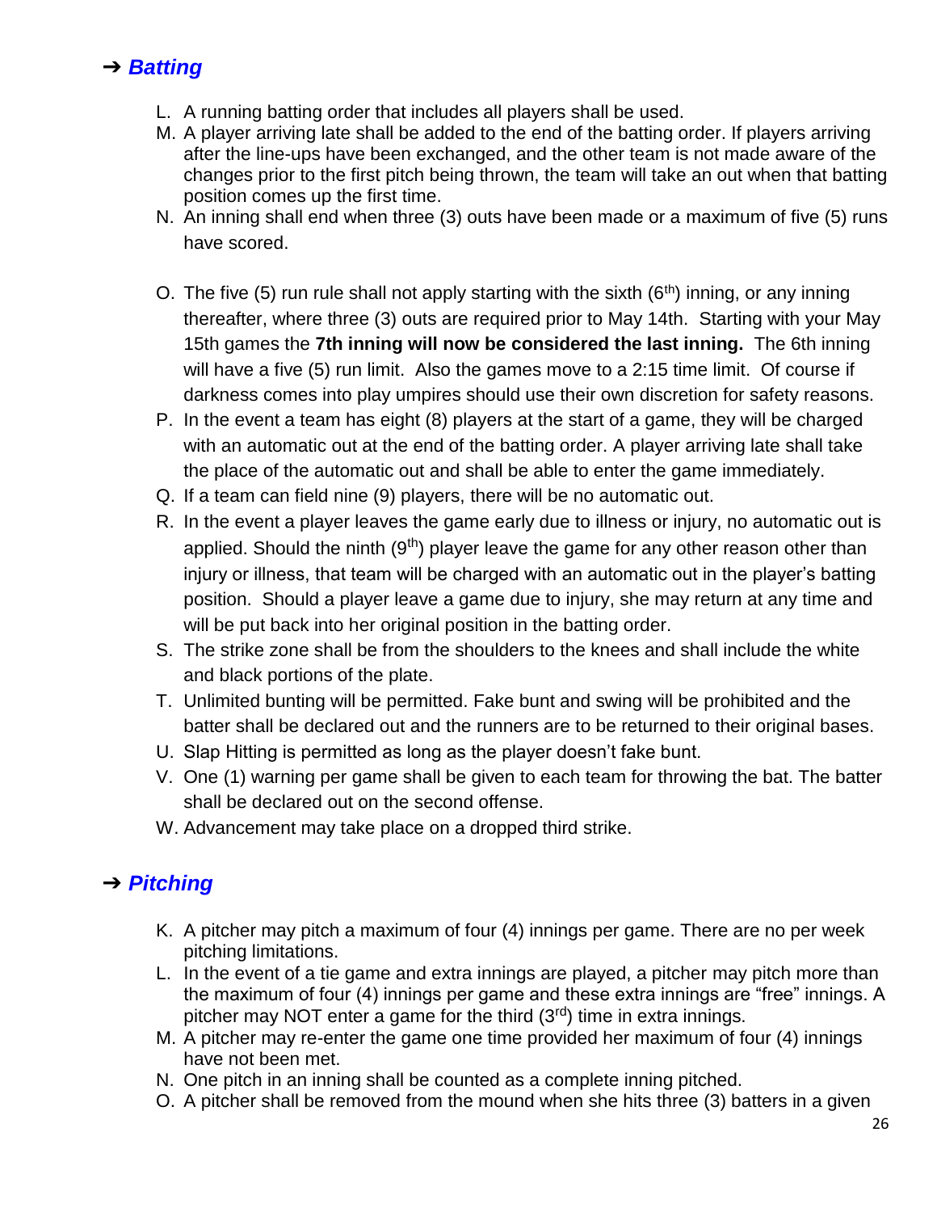## ➔ ***Batting***

L. A running batting order that includes all players shall be used.

M. A player arriving late shall be added to the end of the batting order. If players arriving after the line-ups have been exchanged, and the other team is not made aware of the changes prior to the first pitch being thrown, the team will take an out when that batting position comes up the first time.

N. An inning shall end when three (3) outs have been made or a maximum of five (5) runs have scored.

O. The five (5) run rule shall not apply starting with the sixth (6th) inning, or any inning thereafter, where three (3) outs are required prior to May 14th. Starting with your May 15th games the **7th inning will now be considered the last inning.** The 6th inning will have a five (5) run limit. Also the games move to a 2:15 time limit. Of course if darkness comes into play umpires should use their own discretion for safety reasons.

P. In the event a team has eight (8) players at the start of a game, they will be charged with an automatic out at the end of the batting order. A player arriving late shall take the place of the automatic out and shall be able to enter the game immediately.

Q. If a team can field nine (9) players, there will be no automatic out.

R. In the event a player leaves the game early due to illness or injury, no automatic out is applied. Should the ninth (9th) player leave the game for any other reason other than injury or illness, that team will be charged with an automatic out in the player's batting position. Should a player leave a game due to injury, she may return at any time and will be put back into her original position in the batting order.

S. The strike zone shall be from the shoulders to the knees and shall include the white and black portions of the plate.

T. Unlimited bunting will be permitted. Fake bunt and swing will be prohibited and the batter shall be declared out and the runners are to be returned to their original bases.

U. Slap Hitting is permitted as long as the player doesn't fake bunt.

V. One (1) warning per game shall be given to each team for throwing the bat. The batter shall be declared out on the second offense.

W. Advancement may take place on a dropped third strike.

## ➔ ***Pitching***

K. A pitcher may pitch a maximum of four (4) innings per game. There are no per week pitching limitations.

L. In the event of a tie game and extra innings are played, a pitcher may pitch more than the maximum of four (4) innings per game and these extra innings are "free" innings. A pitcher may NOT enter a game for the third (3rd) time in extra innings.

M. A pitcher may re-enter the game one time provided her maximum of four (4) innings have not been met.

N. One pitch in an inning shall be counted as a complete inning pitched.

O. A pitcher shall be removed from the mound when she hits three (3) batters in a given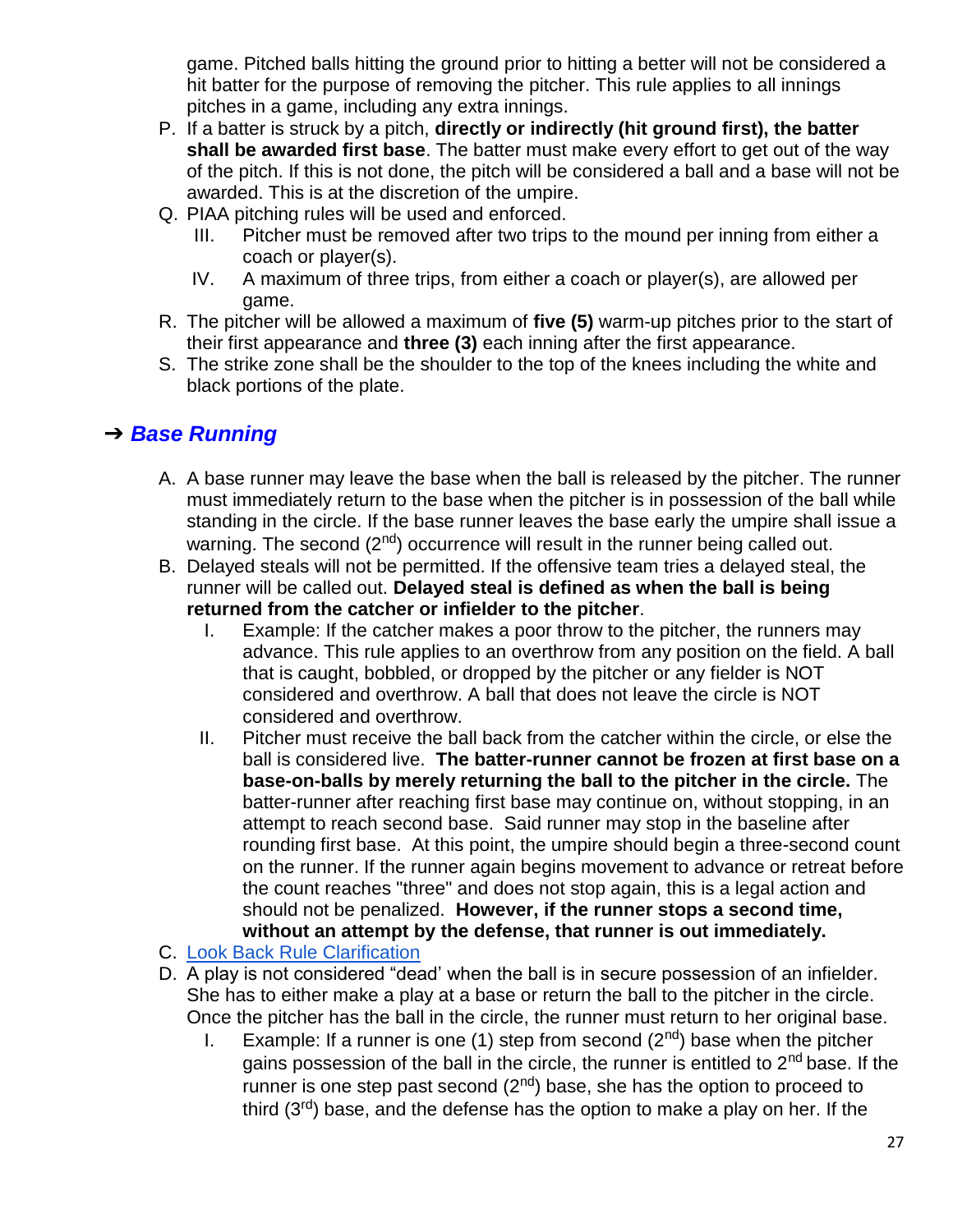game. Pitched balls hitting the ground prior to hitting a better will not be considered a hit batter for the purpose of removing the pitcher. This rule applies to all innings pitches in a game, including any extra innings.

P. If a batter is struck by a pitch, **directly or indirectly (hit ground first), the batter shall be awarded first base**. The batter must make every effort to get out of the way of the pitch. If this is not done, the pitch will be considered a ball and a base will not be awarded. This is at the discretion of the umpire.

Q. PIAA pitching rules will be used and enforced.

   III. Pitcher must be removed after two trips to the mound per inning from either a coach or player(s).

   IV. A maximum of three trips, from either a coach or player(s), are allowed per game.

R. The pitcher will be allowed a maximum of **five (5)** warm-up pitches prior to the start of their first appearance and **three (3)** each inning after the first appearance.

S. The strike zone shall be the shoulder to the top of the knees including the white and black portions of the plate.

## ➔ *Base Running*

A. A base runner may leave the base when the ball is released by the pitcher. The runner must immediately return to the base when the pitcher is in possession of the ball while standing in the circle. If the base runner leaves the base early the umpire shall issue a warning. The second (2nd) occurrence will result in the runner being called out.

B. Delayed steals will not be permitted. If the offensive team tries a delayed steal, the runner will be called out. **Delayed steal is defined as when the ball is being returned from the catcher or infielder to the pitcher**.

   I. Example: If the catcher makes a poor throw to the pitcher, the runners may advance. This rule applies to an overthrow from any position on the field. A ball that is caught, bobbled, or dropped by the pitcher or any fielder is NOT considered and overthrow. A ball that does not leave the circle is NOT considered and overthrow.

   II. Pitcher must receive the ball back from the catcher within the circle, or else the ball is considered live. **The batter-runner cannot be frozen at first base on a base-on-balls by merely returning the ball to the pitcher in the circle.** The batter-runner after reaching first base may continue on, without stopping, in an attempt to reach second base. Said runner may stop in the baseline after rounding first base. At this point, the umpire should begin a three-second count on the runner. If the runner again begins movement to advance or retreat before the count reaches "three" and does not stop again, this is a legal action and should not be penalized. **However, if the runner stops a second time, without an attempt by the defense, that runner is out immediately.**

C. Look Back Rule Clarification

D. A play is not considered "dead' when the ball is in secure possession of an infielder. She has to either make a play at a base or return the ball to the pitcher in the circle. Once the pitcher has the ball in the circle, the runner must return to her original base.

   I. Example: If a runner is one (1) step from second (2nd) base when the pitcher gains possession of the ball in the circle, the runner is entitled to 2nd base. If the runner is one step past second (2nd) base, she has the option to proceed to third (3rd) base, and the defense has the option to make a play on her. If the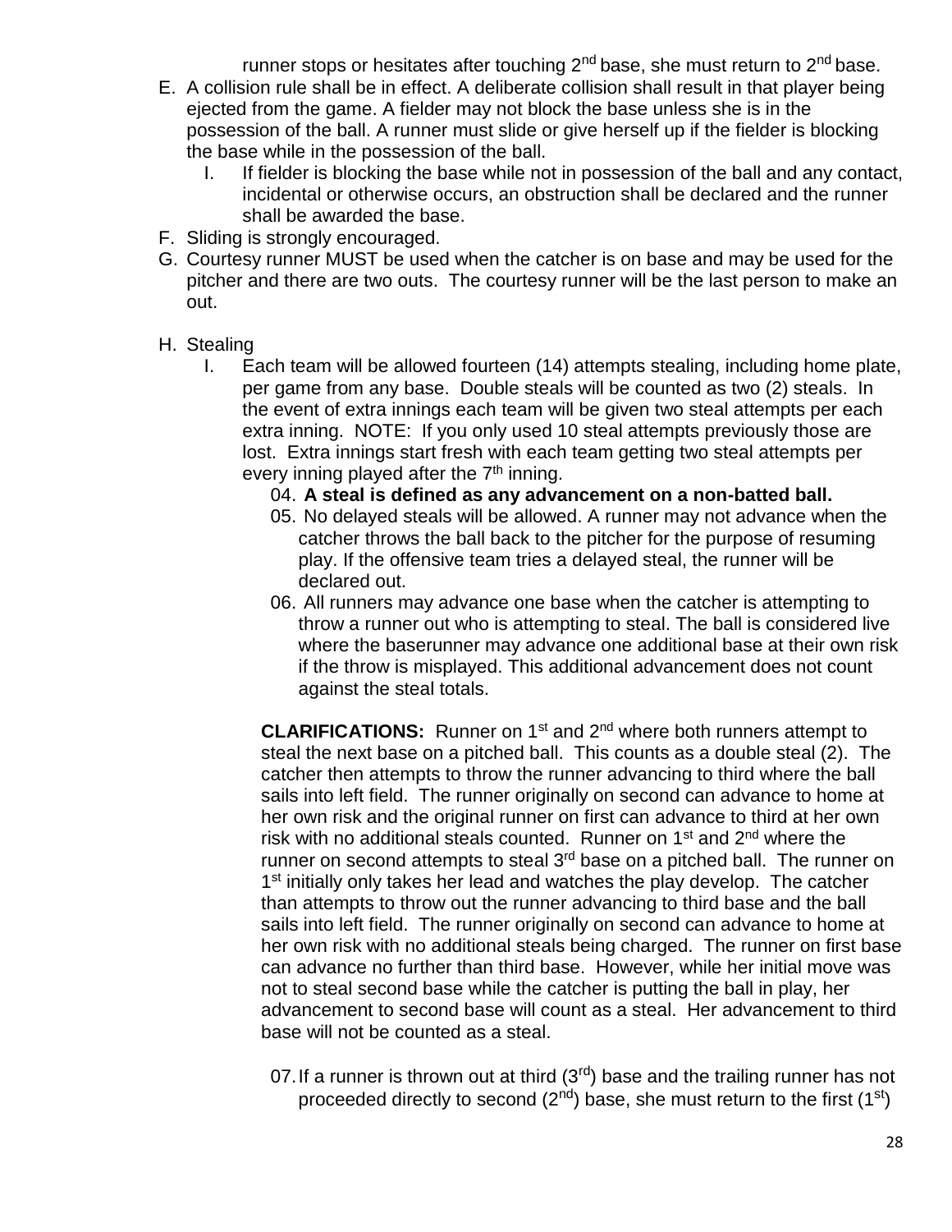runner stops or hesitates after touching 2nd base, she must return to 2nd base.

E. A collision rule shall be in effect. A deliberate collision shall result in that player being ejected from the game. A fielder may not block the base unless she is in the possession of the ball. A runner must slide or give herself up if the fielder is blocking the base while in the possession of the ball.
   I. If fielder is blocking the base while not in possession of the ball and any contact, incidental or otherwise occurs, an obstruction shall be declared and the runner shall be awarded the base.
F. Sliding is strongly encouraged.
G. Courtesy runner MUST be used when the catcher is on base and may be used for the pitcher and there are two outs. The courtesy runner will be the last person to make an out.
H. Stealing
   I. Each team will be allowed fourteen (14) attempts stealing, including home plate, per game from any base. Double steals will be counted as two (2) steals. In the event of extra innings each team will be given two steal attempts per each extra inning. NOTE: If you only used 10 steal attempts previously those are lost. Extra innings start fresh with each team getting two steal attempts per every inning played after the 7th inning.
      04. **A steal is defined as any advancement on a non-batted ball.**
      05. No delayed steals will be allowed. A runner may not advance when the catcher throws the ball back to the pitcher for the purpose of resuming play. If the offensive team tries a delayed steal, the runner will be declared out.
      06. All runners may advance one base when the catcher is attempting to throw a runner out who is attempting to steal. The ball is considered live where the baserunner may advance one additional base at their own risk if the throw is misplayed. This additional advancement does not count against the steal totals.

      **CLARIFICATIONS:** Runner on 1st and 2nd where both runners attempt to steal the next base on a pitched ball. This counts as a double steal (2). The catcher then attempts to throw the runner advancing to third where the ball sails into left field. The runner originally on second can advance to home at her own risk and the original runner on first can advance to third at her own risk with no additional steals counted. Runner on 1st and 2nd where the runner on second attempts to steal 3rd base on a pitched ball. The runner on 1st initially only takes her lead and watches the play develop. The catcher than attempts to throw out the runner advancing to third base and the ball sails into left field. The runner originally on second can advance to home at her own risk with no additional steals being charged. The runner on first base can advance no further than third base. However, while her initial move was not to steal second base while the catcher is putting the ball in play, her advancement to second base will count as a steal. Her advancement to third base will not be counted as a steal.

      07. If a runner is thrown out at third (3rd) base and the trailing runner has not proceeded directly to second (2nd) base, she must return to the first (1st)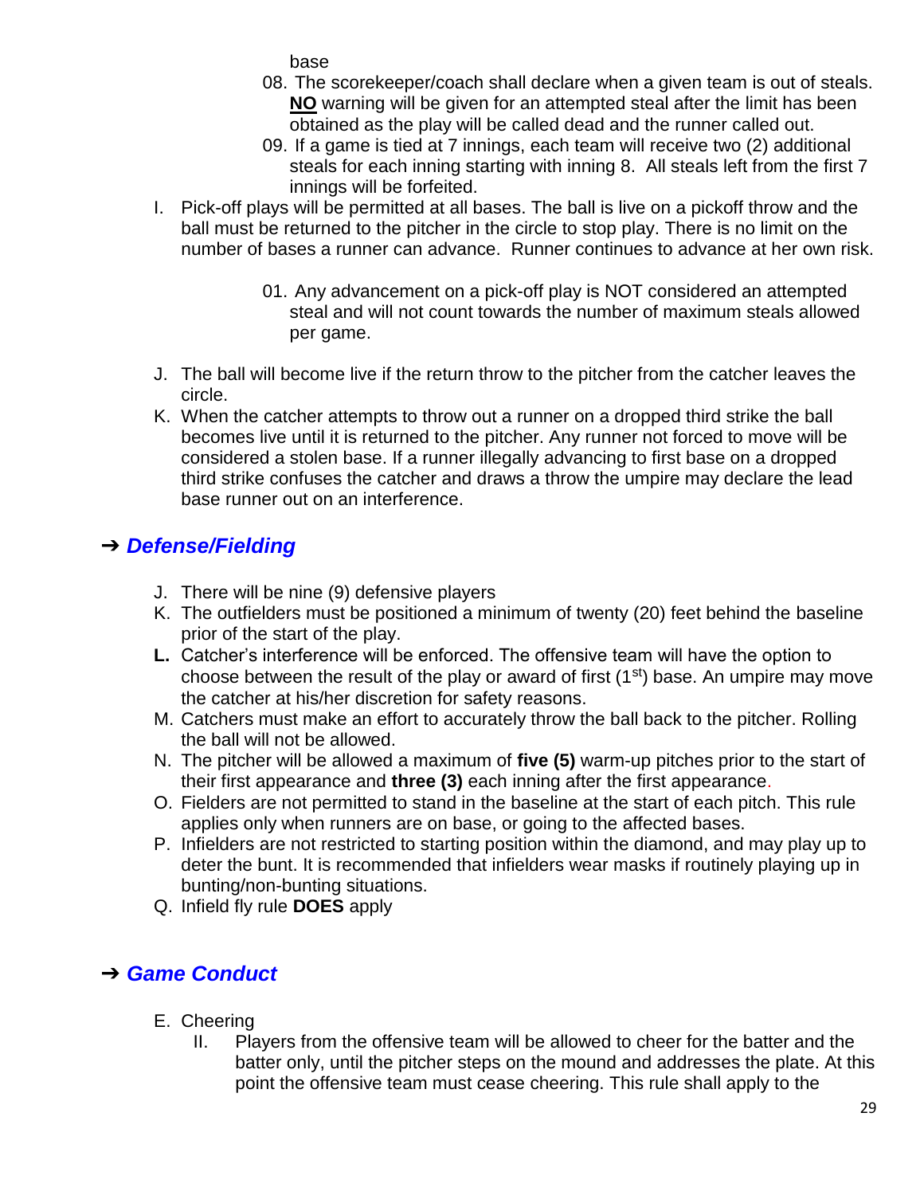base

08. The scorekeeper/coach shall declare when a given team is out of steals. **NO** warning will be given for an attempted steal after the limit has been obtained as the play will be called dead and the runner called out.
09. If a game is tied at 7 innings, each team will receive two (2) additional steals for each inning starting with inning 8. All steals left from the first 7 innings will be forfeited.

I. Pick-off plays will be permitted at all bases. The ball is live on a pickoff throw and the ball must be returned to the pitcher in the circle to stop play. There is no limit on the number of bases a runner can advance. Runner continues to advance at her own risk.

   01. Any advancement on a pick-off play is NOT considered an attempted steal and will not count towards the number of maximum steals allowed per game.

J. The ball will become live if the return throw to the pitcher from the catcher leaves the circle.

K. When the catcher attempts to throw out a runner on a dropped third strike the ball becomes live until it is returned to the pitcher. Any runner not forced to move will be considered a stolen base. If a runner illegally advancing to first base on a dropped third strike confuses the catcher and draws a throw the umpire may declare the lead base runner out on an interference.

## ➔ ***Defense/Fielding***

J. There will be nine (9) defensive players
K. The outfielders must be positioned a minimum of twenty (20) feet behind the baseline prior of the start of the play.
**L.** Catcher's interference will be enforced. The offensive team will have the option to choose between the result of the play or award of first (1st) base. An umpire may move the catcher at his/her discretion for safety reasons.
M. Catchers must make an effort to accurately throw the ball back to the pitcher. Rolling the ball will not be allowed.
N. The pitcher will be allowed a maximum of **five (5)** warm-up pitches prior to the start of their first appearance and **three (3)** each inning after the first appearance.
O. Fielders are not permitted to stand in the baseline at the start of each pitch. This rule applies only when runners are on base, or going to the affected bases.
P. Infielders are not restricted to starting position within the diamond, and may play up to deter the bunt. It is recommended that infielders wear masks if routinely playing up in bunting/non-bunting situations.
Q. Infield fly rule **DOES** apply

## ➔ ***Game Conduct***

E. Cheering
   II. Players from the offensive team will be allowed to cheer for the batter and the batter only, until the pitcher steps on the mound and addresses the plate. At this point the offensive team must cease cheering. This rule shall apply to the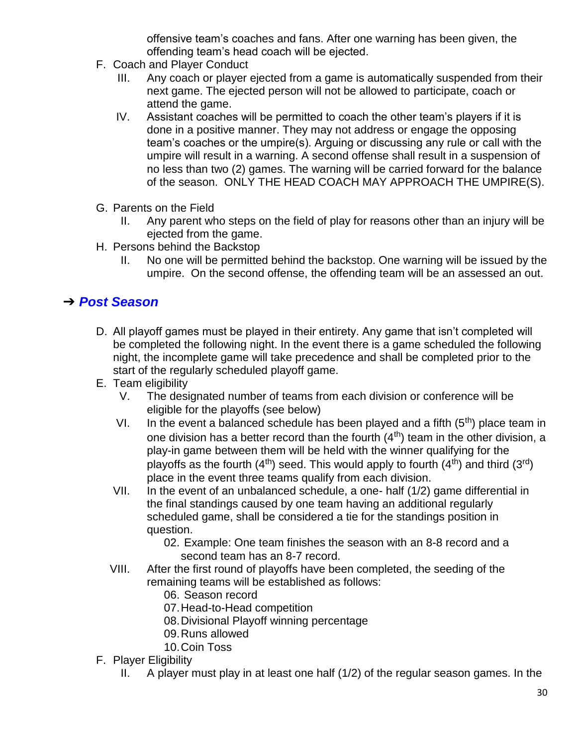offensive team's coaches and fans. After one warning has been given, the offending team's head coach will be ejected.

F. Coach and Player Conduct
   III. Any coach or player ejected from a game is automatically suspended from their next game. The ejected person will not be allowed to participate, coach or attend the game.
   IV. Assistant coaches will be permitted to coach the other team's players if it is done in a positive manner. They may not address or engage the opposing team's coaches or the umpire(s). Arguing or discussing any rule or call with the umpire will result in a warning. A second offense shall result in a suspension of no less than two (2) games. The warning will be carried forward for the balance of the season. ONLY THE HEAD COACH MAY APPROACH THE UMPIRE(S).

G. Parents on the Field
   II. Any parent who steps on the field of play for reasons other than an injury will be ejected from the game.

H. Persons behind the Backstop
   II. No one will be permitted behind the backstop. One warning will be issued by the umpire. On the second offense, the offending team will be an assessed an out.

## ➔ ***Post Season***

D. All playoff games must be played in their entirety. Any game that isn't completed will be completed the following night. In the event there is a game scheduled the following night, the incomplete game will take precedence and shall be completed prior to the start of the regularly scheduled playoff game.

E. Team eligibility
   V. The designated number of teams from each division or conference will be eligible for the playoffs (see below)
   VI. In the event a balanced schedule has been played and a fifth ($5^{th}$) place team in one division has a better record than the fourth ($4^{th}$) team in the other division, a play-in game between them will be held with the winner qualifying for the playoffs as the fourth ($4^{th}$) seed. This would apply to fourth ($4^{th}$) and third ($3^{rd}$) place in the event three teams qualify from each division.
   VII. In the event of an unbalanced schedule, a one- half (1/2) game differential in the final standings caused by one team having an additional regularly scheduled game, shall be considered a tie for the standings position in question.
      02. Example: One team finishes the season with an 8-8 record and a second team has an 8-7 record.
   VIII. After the first round of playoffs have been completed, the seeding of the remaining teams will be established as follows:
      06. Season record
      07. Head-to-Head competition
      08. Divisional Playoff winning percentage
      09. Runs allowed
      10. Coin Toss

F. Player Eligibility
   II. A player must play in at least one half (1/2) of the regular season games. In the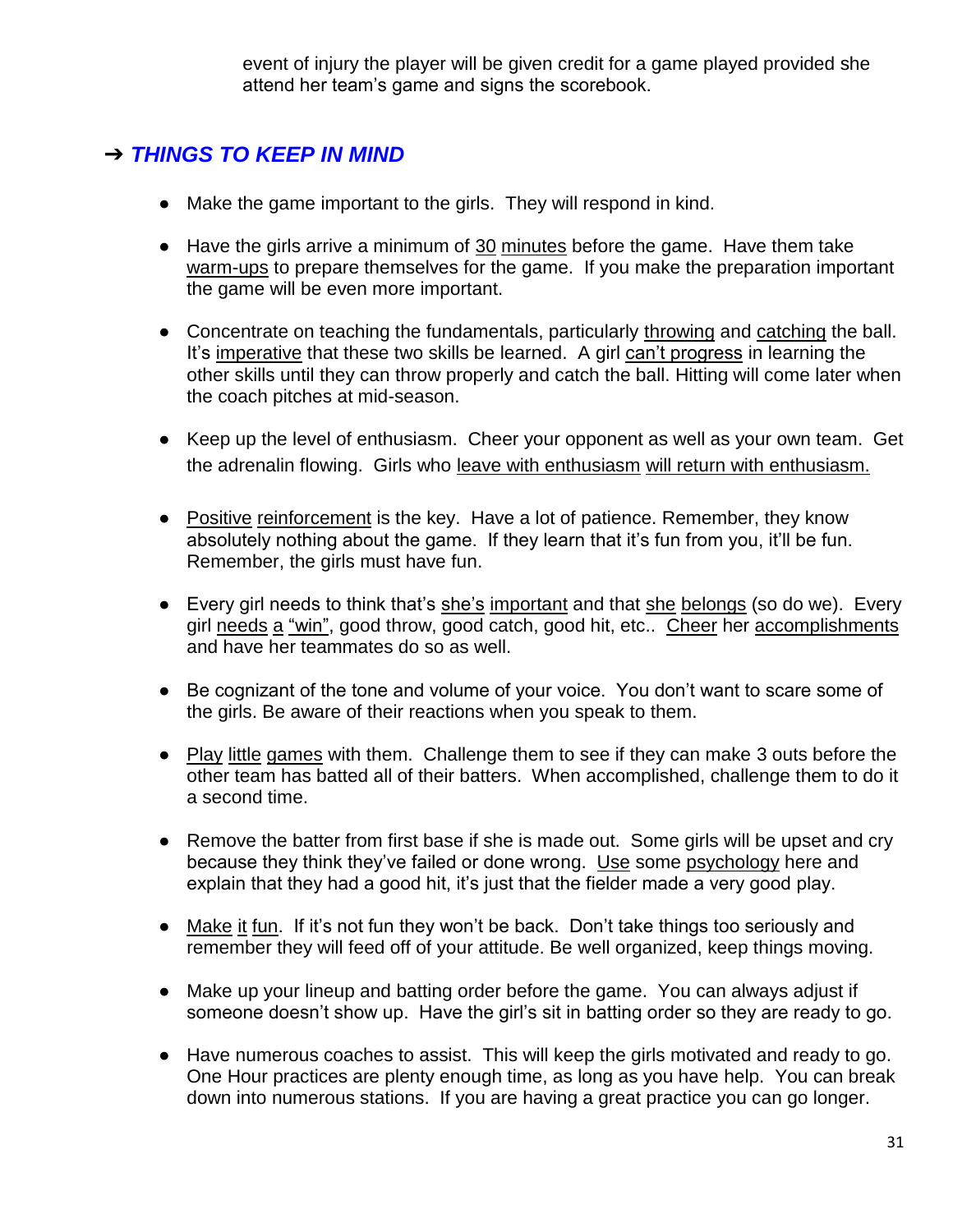event of injury the player will be given credit for a game played provided she attend her team's game and signs the scorebook.

## ➔ *THINGS TO KEEP IN MIND*

- Make the game important to the girls. They will respond in kind.

- Have the girls arrive a minimum of <u>30 minutes</u> before the game. Have them take <u>warm-ups</u> to prepare themselves for the game. If you make the preparation important the game will be even more important.

- Concentrate on teaching the fundamentals, particularly <u>throwing</u> and <u>catching</u> the ball. It's <u>imperative</u> that these two skills be learned. A girl <u>can't progress</u> in learning the other skills until they can throw properly and catch the ball. Hitting will come later when the coach pitches at mid-season.

- Keep up the level of enthusiasm. Cheer your opponent as well as your own team. Get the adrenalin flowing. Girls who <u>leave with enthusiasm</u> <u>will return with enthusiasm.</u>

- <u>Positive reinforcement</u> is the key. Have a lot of patience. Remember, they know absolutely nothing about the game. If they learn that it's fun from you, it'll be fun. Remember, the girls must have fun.

- Every girl needs to think that's <u>she's important</u> and that <u>she belongs</u> (so do we). Every girl <u>needs a "win"</u>, good throw, good catch, good hit, etc.. <u>Cheer</u> her <u>accomplishments</u> and have her teammates do so as well.

- Be cognizant of the tone and volume of your voice. You don't want to scare some of the girls. Be aware of their reactions when you speak to them.

- <u>Play little games</u> with them. Challenge them to see if they can make 3 outs before the other team has batted all of their batters. When accomplished, challenge them to do it a second time.

- Remove the batter from first base if she is made out. Some girls will be upset and cry because they think they've failed or done wrong. <u>Use</u> some <u>psychology</u> here and explain that they had a good hit, it's just that the fielder made a very good play.

- <u>Make it fun</u>. If it's not fun they won't be back. Don't take things too seriously and remember they will feed off of your attitude. Be well organized, keep things moving.

- Make up your lineup and batting order before the game. You can always adjust if someone doesn't show up. Have the girl's sit in batting order so they are ready to go.

- Have numerous coaches to assist. This will keep the girls motivated and ready to go. One Hour practices are plenty enough time, as long as you have help. You can break down into numerous stations. If you are having a great practice you can go longer.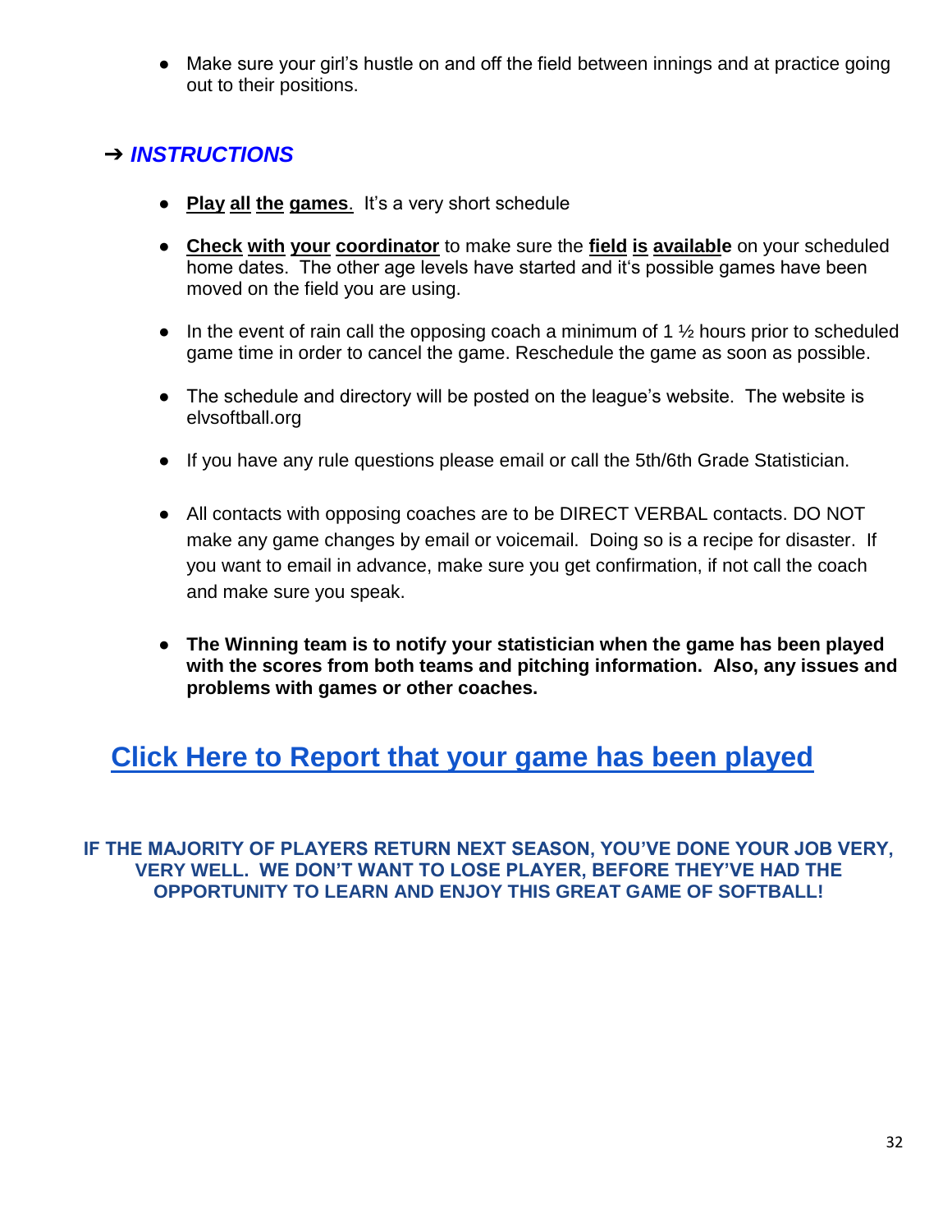- Make sure your girl's hustle on and off the field between innings and at practice going out to their positions.

## ➔ ***INSTRUCTIONS***

- **Play all the games**. It's a very short schedule
- **Check with your coordinator** to make sure the **field is available** on your scheduled home dates. The other age levels have started and it's possible games have been moved on the field you are using.
- In the event of rain call the opposing coach a minimum of 1 ½ hours prior to scheduled game time in order to cancel the game. Reschedule the game as soon as possible.
- The schedule and directory will be posted on the league's website. The website is elvsoftball.org
- If you have any rule questions please email or call the 5th/6th Grade Statistician.
- All contacts with opposing coaches are to be DIRECT VERBAL contacts. DO NOT make any game changes by email or voicemail. Doing so is a recipe for disaster. If you want to email in advance, make sure you get confirmation, if not call the coach and make sure you speak.
- **The Winning team is to notify your statistician when the game has been played with the scores from both teams and pitching information. Also, any issues and problems with games or other coaches.**

## Click Here to Report that your game has been played

**IF THE MAJORITY OF PLAYERS RETURN NEXT SEASON, YOU'VE DONE YOUR JOB VERY, VERY WELL. WE DON'T WANT TO LOSE PLAYER, BEFORE THEY'VE HAD THE OPPORTUNITY TO LEARN AND ENJOY THIS GREAT GAME OF SOFTBALL!**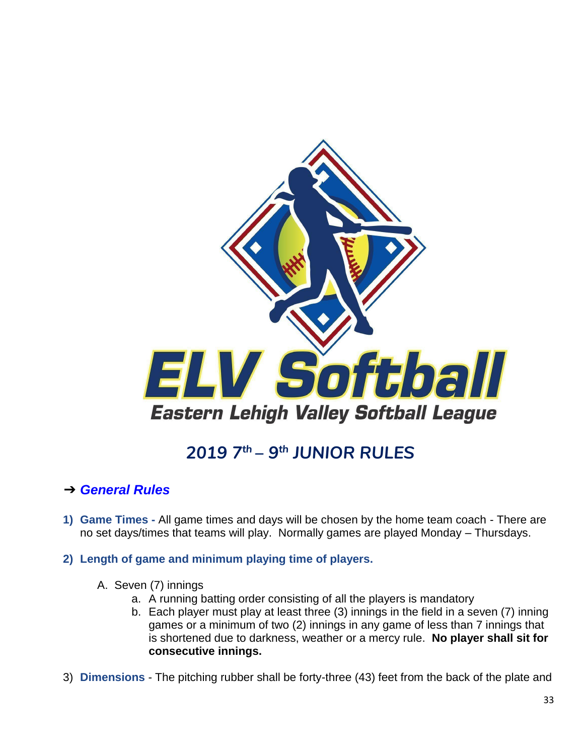ELV Softball

Eastern Lehigh Valley Softball League

# 2019 7th – 9th JUNIOR RULES

## ➔ *General Rules*

1) **Game Times -** All game times and days will be chosen by the home team coach - There are no set days/times that teams will play. Normally games are played Monday – Thursdays.

2) **Length of game and minimum playing time of players.**

   A. Seven (7) innings
      a. A running batting order consisting of all the players is mandatory
      b. Each player must play at least three (3) innings in the field in a seven (7) inning games or a minimum of two (2) innings in any game of less than 7 innings that is shortened due to darkness, weather or a mercy rule. **No player shall sit for consecutive innings.**

3) **Dimensions** - The pitching rubber shall be forty-three (43) feet from the back of the plate and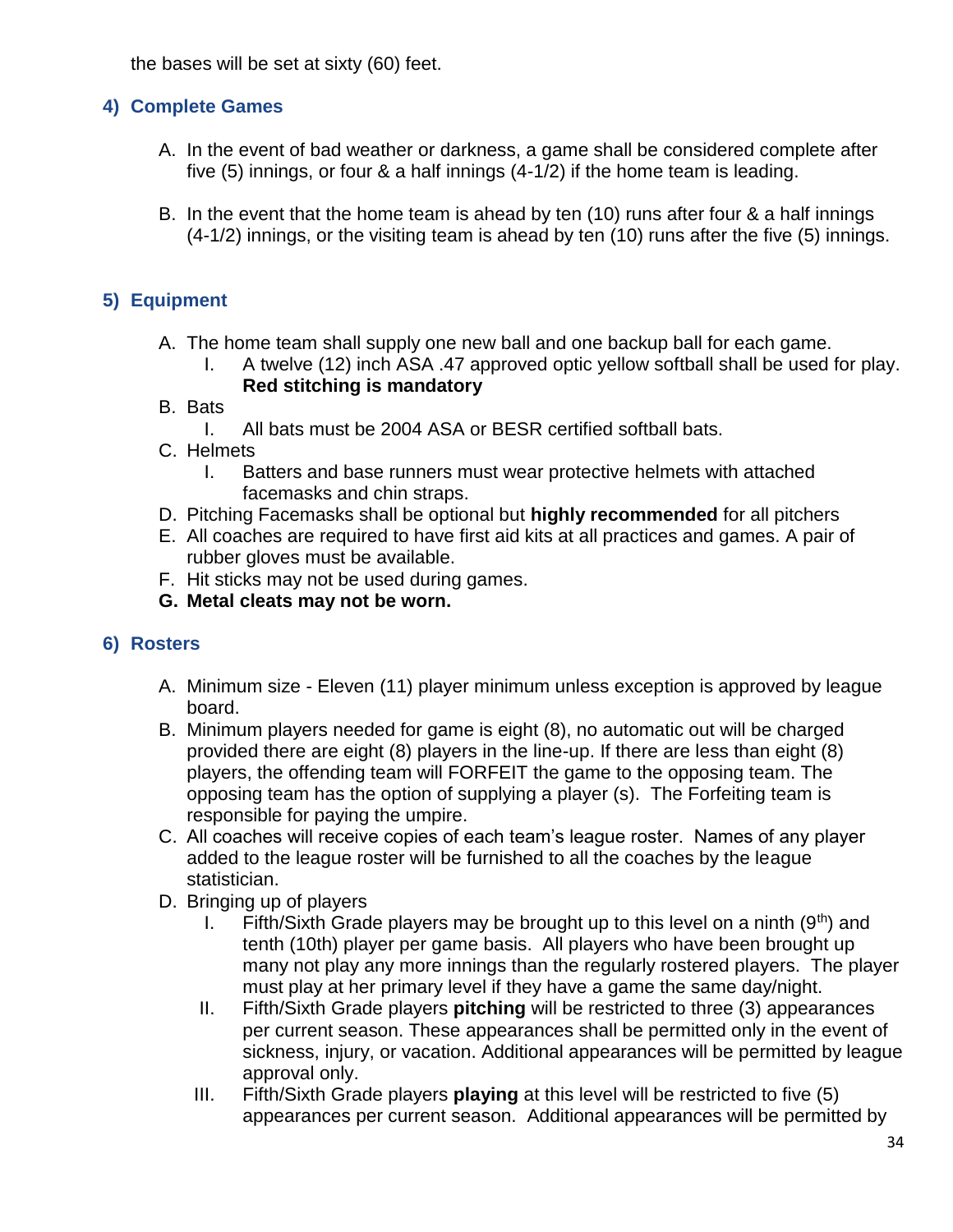the bases will be set at sixty (60) feet.

## 4) Complete Games

A. In the event of bad weather or darkness, a game shall be considered complete after five (5) innings, or four & a half innings (4-1/2) if the home team is leading.

B. In the event that the home team is ahead by ten (10) runs after four & a half innings (4-1/2) innings, or the visiting team is ahead by ten (10) runs after the five (5) innings.

## 5) Equipment

A. The home team shall supply one new ball and one backup ball for each game.
   I. A twelve (12) inch ASA .47 approved optic yellow softball shall be used for play. **Red stitching is mandatory**

B. Bats
   I. All bats must be 2004 ASA or BESR certified softball bats.

C. Helmets
   I. Batters and base runners must wear protective helmets with attached facemasks and chin straps.

D. Pitching Facemasks shall be optional but **highly recommended** for all pitchers

E. All coaches are required to have first aid kits at all practices and games. A pair of rubber gloves must be available.

F. Hit sticks may not be used during games.

**G. Metal cleats may not be worn.**

## 6) Rosters

A. Minimum size - Eleven (11) player minimum unless exception is approved by league board.

B. Minimum players needed for game is eight (8), no automatic out will be charged provided there are eight (8) players in the line-up. If there are less than eight (8) players, the offending team will FORFEIT the game to the opposing team. The opposing team has the option of supplying a player (s). The Forfeiting team is responsible for paying the umpire.

C. All coaches will receive copies of each team's league roster. Names of any player added to the league roster will be furnished to all the coaches by the league statistician.

D. Bringing up of players
   I. Fifth/Sixth Grade players may be brought up to this level on a ninth (9th) and tenth (10th) player per game basis. All players who have been brought up many not play any more innings than the regularly rostered players. The player must play at her primary level if they have a game the same day/night.
   II. Fifth/Sixth Grade players **pitching** will be restricted to three (3) appearances per current season. These appearances shall be permitted only in the event of sickness, injury, or vacation. Additional appearances will be permitted by league approval only.
   III. Fifth/Sixth Grade players **playing** at this level will be restricted to five (5) appearances per current season. Additional appearances will be permitted by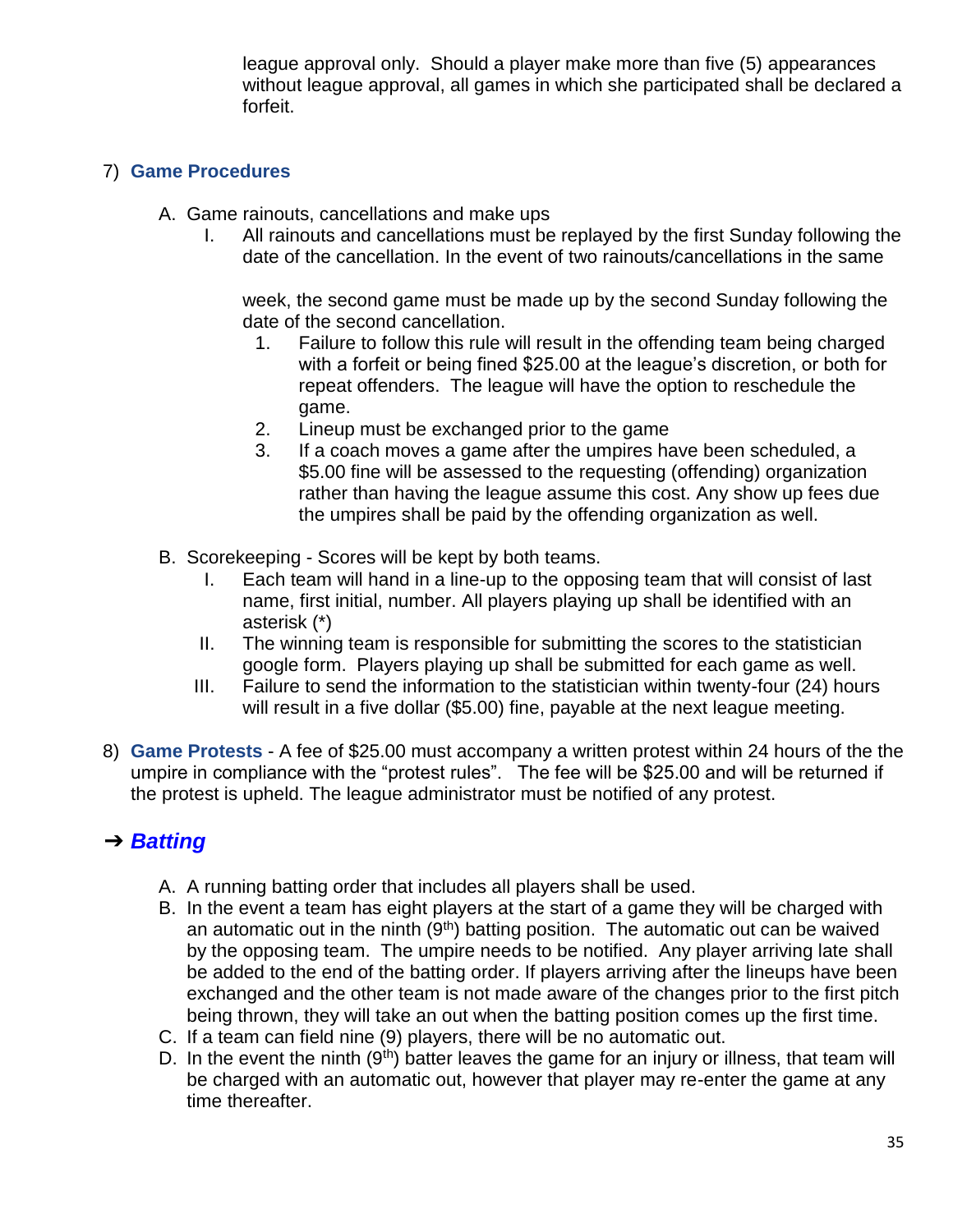league approval only. Should a player make more than five (5) appearances without league approval, all games in which she participated shall be declared a forfeit.

7) **Game Procedures**

A. Game rainouts, cancellations and make ups

I. All rainouts and cancellations must be replayed by the first Sunday following the date of the cancellation. In the event of two rainouts/cancellations in the same week, the second game must be made up by the second Sunday following the date of the second cancellation.

1. Failure to follow this rule will result in the offending team being charged with a forfeit or being fined $25.00 at the league's discretion, or both for repeat offenders. The league will have the option to reschedule the game.
2. Lineup must be exchanged prior to the game
3. If a coach moves a game after the umpires have been scheduled, a $5.00 fine will be assessed to the requesting (offending) organization rather than having the league assume this cost. Any show up fees due the umpires shall be paid by the offending organization as well.

B. Scorekeeping - Scores will be kept by both teams.

I. Each team will hand in a line-up to the opposing team that will consist of last name, first initial, number. All players playing up shall be identified with an asterisk (*)

II. The winning team is responsible for submitting the scores to the statistician google form. Players playing up shall be submitted for each game as well.

III. Failure to send the information to the statistician within twenty-four (24) hours will result in a five dollar ($5.00) fine, payable at the next league meeting.

8) **Game Protests** - A fee of $25.00 must accompany a written protest within 24 hours of the the umpire in compliance with the "protest rules". The fee will be $25.00 and will be returned if the protest is upheld. The league administrator must be notified of any protest.

## ➔ ***Batting***

A. A running batting order that includes all players shall be used.

B. In the event a team has eight players at the start of a game they will be charged with an automatic out in the ninth (9th) batting position. The automatic out can be waived by the opposing team. The umpire needs to be notified. Any player arriving late shall be added to the end of the batting order. If players arriving after the lineups have been exchanged and the other team is not made aware of the changes prior to the first pitch being thrown, they will take an out when the batting position comes up the first time.

C. If a team can field nine (9) players, there will be no automatic out.

D. In the event the ninth (9th) batter leaves the game for an injury or illness, that team will be charged with an automatic out, however that player may re-enter the game at any time thereafter.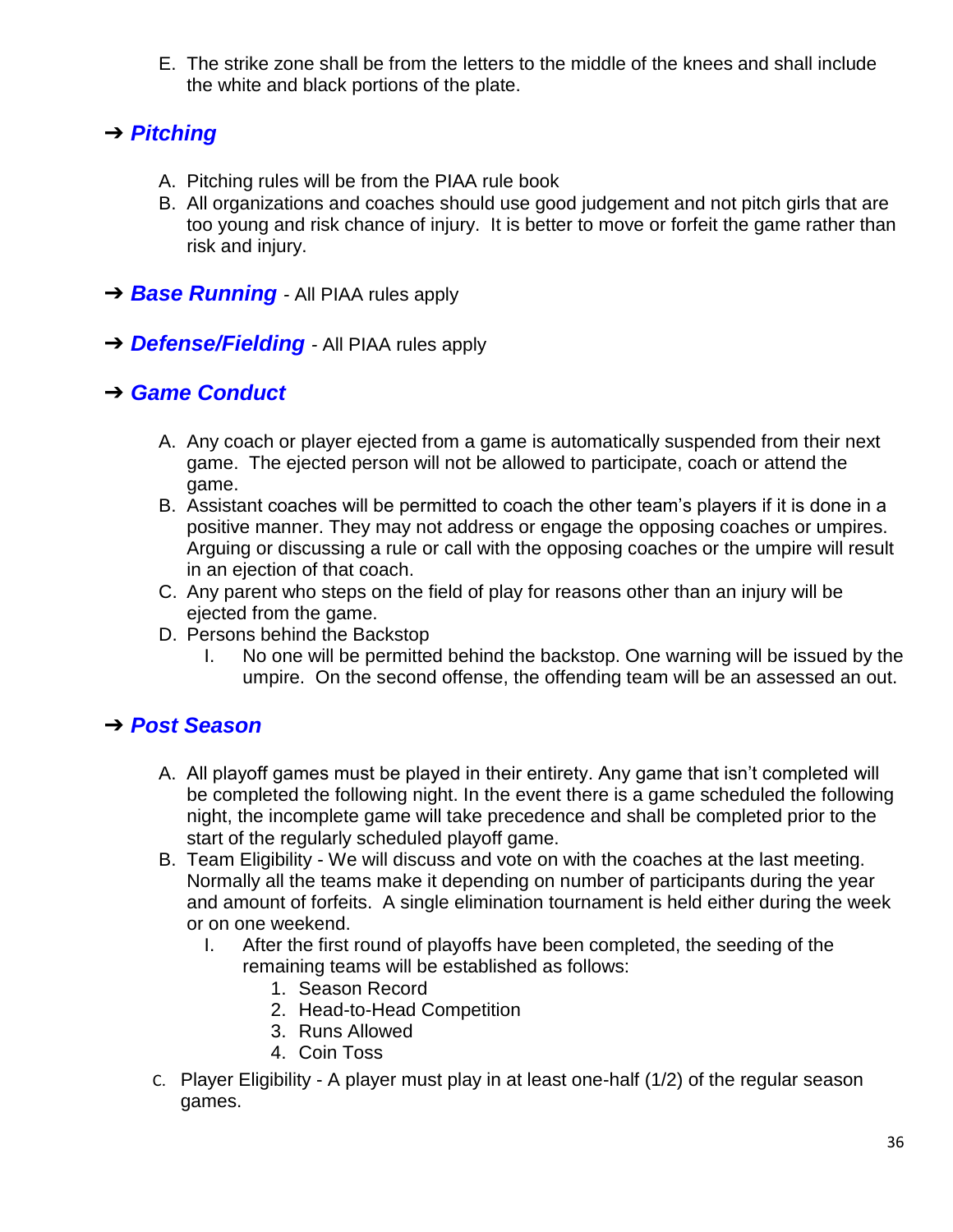E. The strike zone shall be from the letters to the middle of the knees and shall include the white and black portions of the plate.

## ➔ ***Pitching***

A. Pitching rules will be from the PIAA rule book
B. All organizations and coaches should use good judgement and not pitch girls that are too young and risk chance of injury. It is better to move or forfeit the game rather than risk and injury.

## ➔ ***Base Running*** - All PIAA rules apply

## ➔ ***Defense/Fielding*** - All PIAA rules apply

## ➔ ***Game Conduct***

A. Any coach or player ejected from a game is automatically suspended from their next game. The ejected person will not be allowed to participate, coach or attend the game.
B. Assistant coaches will be permitted to coach the other team's players if it is done in a positive manner. They may not address or engage the opposing coaches or umpires. Arguing or discussing a rule or call with the opposing coaches or the umpire will result in an ejection of that coach.
C. Any parent who steps on the field of play for reasons other than an injury will be ejected from the game.
D. Persons behind the Backstop
    I. No one will be permitted behind the backstop. One warning will be issued by the umpire. On the second offense, the offending team will be an assessed an out.

## ➔ ***Post Season***

A. All playoff games must be played in their entirety. Any game that isn't completed will be completed the following night. In the event there is a game scheduled the following night, the incomplete game will take precedence and shall be completed prior to the start of the regularly scheduled playoff game.
B. Team Eligibility - We will discuss and vote on with the coaches at the last meeting. Normally all the teams make it depending on number of participants during the year and amount of forfeits. A single elimination tournament is held either during the week or on one weekend.
    I. After the first round of playoffs have been completed, the seeding of the remaining teams will be established as follows:
        1. Season Record
        2. Head-to-Head Competition
        3. Runs Allowed
        4. Coin Toss
C. Player Eligibility - A player must play in at least one-half (1/2) of the regular season games.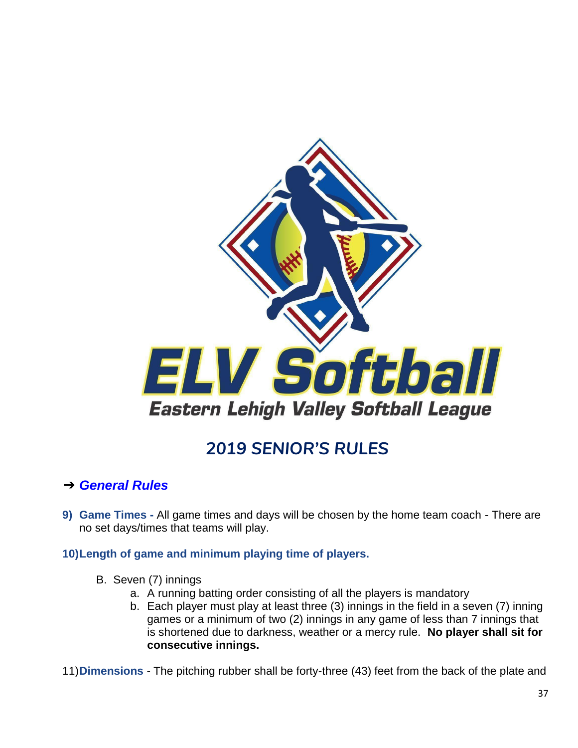# ELV Softball

## Eastern Lehigh Valley Softball League

# 2019 SENIOR'S RULES

## ➔ *General Rules*

9) **Game Times -** All game times and days will be chosen by the home team coach - There are no set days/times that teams will play.

10) **Length of game and minimum playing time of players.**

   B. Seven (7) innings
      a. A running batting order consisting of all the players is mandatory
      b. Each player must play at least three (3) innings in the field in a seven (7) inning games or a minimum of two (2) innings in any game of less than 7 innings that is shortened due to darkness, weather or a mercy rule. **No player shall sit for consecutive innings.**

11) **Dimensions** - The pitching rubber shall be forty-three (43) feet from the back of the plate and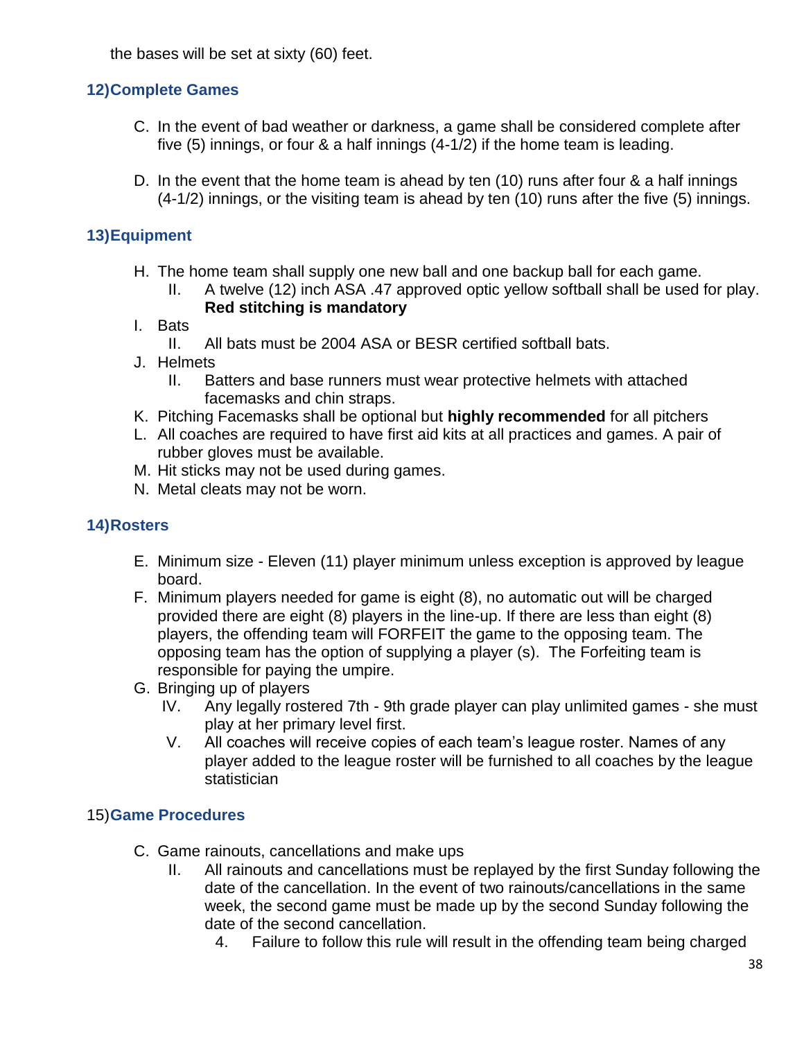the bases will be set at sixty (60) feet.

## 12) Complete Games

C. In the event of bad weather or darkness, a game shall be considered complete after five (5) innings, or four & a half innings (4-1/2) if the home team is leading.

D. In the event that the home team is ahead by ten (10) runs after four & a half innings (4-1/2) innings, or the visiting team is ahead by ten (10) runs after the five (5) innings.

## 13) Equipment

H. The home team shall supply one new ball and one backup ball for each game.
   - II. A twelve (12) inch ASA .47 approved optic yellow softball shall be used for play. **Red stitching is mandatory**

I. Bats
   - II. All bats must be 2004 ASA or BESR certified softball bats.

J. Helmets
   - II. Batters and base runners must wear protective helmets with attached facemasks and chin straps.

K. Pitching Facemasks shall be optional but **highly recommended** for all pitchers

L. All coaches are required to have first aid kits at all practices and games. A pair of rubber gloves must be available.

M. Hit sticks may not be used during games.

N. Metal cleats may not be worn.

## 14) Rosters

E. Minimum size - Eleven (11) player minimum unless exception is approved by league board.

F. Minimum players needed for game is eight (8), no automatic out will be charged provided there are eight (8) players in the line-up. If there are less than eight (8) players, the offending team will FORFEIT the game to the opposing team. The opposing team has the option of supplying a player (s). The Forfeiting team is responsible for paying the umpire.

G. Bringing up of players
   - IV. Any legally rostered 7th - 9th grade player can play unlimited games - she must play at her primary level first.
   - V. All coaches will receive copies of each team's league roster. Names of any player added to the league roster will be furnished to all coaches by the league statistician

## 15) Game Procedures

C. Game rainouts, cancellations and make ups
   - II. All rainouts and cancellations must be replayed by the first Sunday following the date of the cancellation. In the event of two rainouts/cancellations in the same week, the second game must be made up by the second Sunday following the date of the second cancellation.
      4. Failure to follow this rule will result in the offending team being charged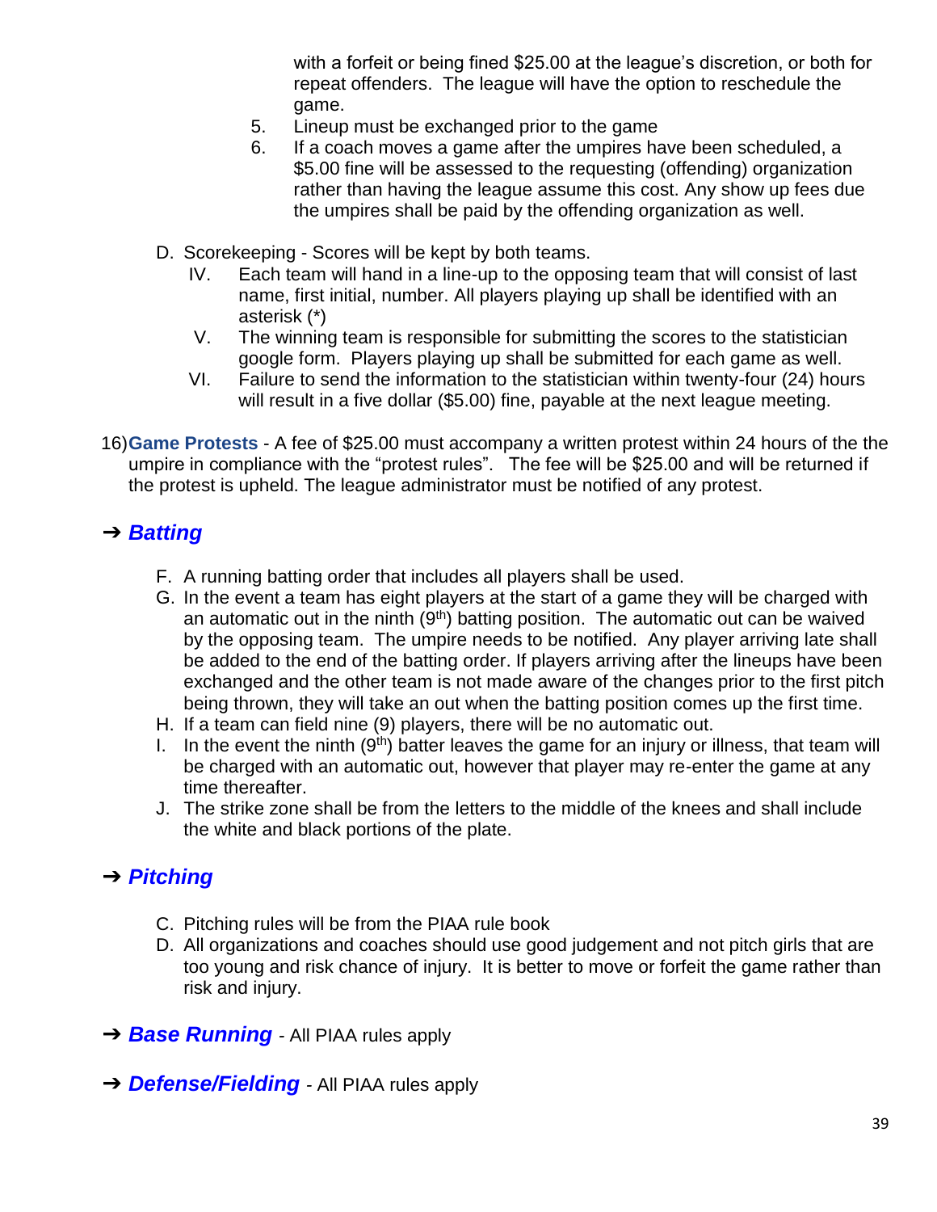with a forfeit or being fined $25.00 at the league's discretion, or both for repeat offenders. The league will have the option to reschedule the game.

5. Lineup must be exchanged prior to the game
6. If a coach moves a game after the umpires have been scheduled, a $5.00 fine will be assessed to the requesting (offending) organization rather than having the league assume this cost. Any show up fees due the umpires shall be paid by the offending organization as well.

D. Scorekeeping - Scores will be kept by both teams.

IV. Each team will hand in a line-up to the opposing team that will consist of last name, first initial, number. All players playing up shall be identified with an asterisk (*)

V. The winning team is responsible for submitting the scores to the statistician google form. Players playing up shall be submitted for each game as well.

VI. Failure to send the information to the statistician within twenty-four (24) hours will result in a five dollar ($5.00) fine, payable at the next league meeting.

16) **Game Protests** - A fee of $25.00 must accompany a written protest within 24 hours of the the umpire in compliance with the "protest rules". The fee will be $25.00 and will be returned if the protest is upheld. The league administrator must be notified of any protest.

## ➔ ***Batting***

F. A running batting order that includes all players shall be used.

G. In the event a team has eight players at the start of a game they will be charged with an automatic out in the ninth (9th) batting position. The automatic out can be waived by the opposing team. The umpire needs to be notified. Any player arriving late shall be added to the end of the batting order. If players arriving after the lineups have been exchanged and the other team is not made aware of the changes prior to the first pitch being thrown, they will take an out when the batting position comes up the first time.

H. If a team can field nine (9) players, there will be no automatic out.

I. In the event the ninth (9th) batter leaves the game for an injury or illness, that team will be charged with an automatic out, however that player may re-enter the game at any time thereafter.

J. The strike zone shall be from the letters to the middle of the knees and shall include the white and black portions of the plate.

## ➔ ***Pitching***

C. Pitching rules will be from the PIAA rule book

D. All organizations and coaches should use good judgement and not pitch girls that are too young and risk chance of injury. It is better to move or forfeit the game rather than risk and injury.

## ➔ ***Base Running*** - All PIAA rules apply

## ➔ ***Defense/Fielding*** - All PIAA rules apply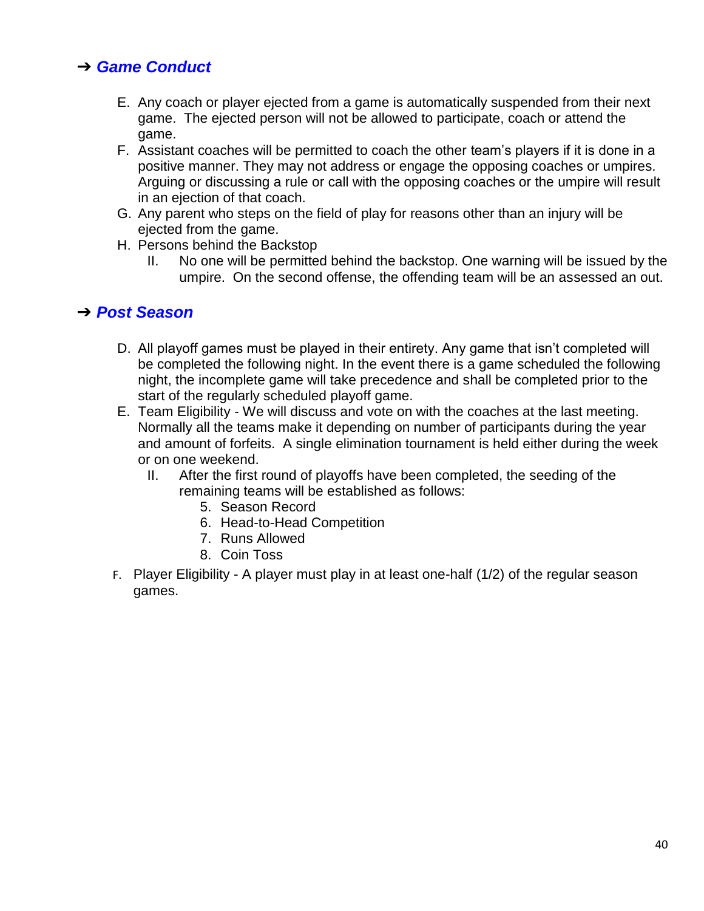## ➔ *Game Conduct*

E. Any coach or player ejected from a game is automatically suspended from their next game. The ejected person will not be allowed to participate, coach or attend the game.

F. Assistant coaches will be permitted to coach the other team's players if it is done in a positive manner. They may not address or engage the opposing coaches or umpires. Arguing or discussing a rule or call with the opposing coaches or the umpire will result in an ejection of that coach.

G. Any parent who steps on the field of play for reasons other than an injury will be ejected from the game.

H. Persons behind the Backstop

   II. No one will be permitted behind the backstop. One warning will be issued by the umpire. On the second offense, the offending team will be an assessed an out.

## ➔ *Post Season*

D. All playoff games must be played in their entirety. Any game that isn't completed will be completed the following night. In the event there is a game scheduled the following night, the incomplete game will take precedence and shall be completed prior to the start of the regularly scheduled playoff game.

E. Team Eligibility - We will discuss and vote on with the coaches at the last meeting. Normally all the teams make it depending on number of participants during the year and amount of forfeits. A single elimination tournament is held either during the week or on one weekend.

   II. After the first round of playoffs have been completed, the seeding of the remaining teams will be established as follows:

      5. Season Record
      6. Head-to-Head Competition
      7. Runs Allowed
      8. Coin Toss

F. Player Eligibility - A player must play in at least one-half (1/2) of the regular season games.